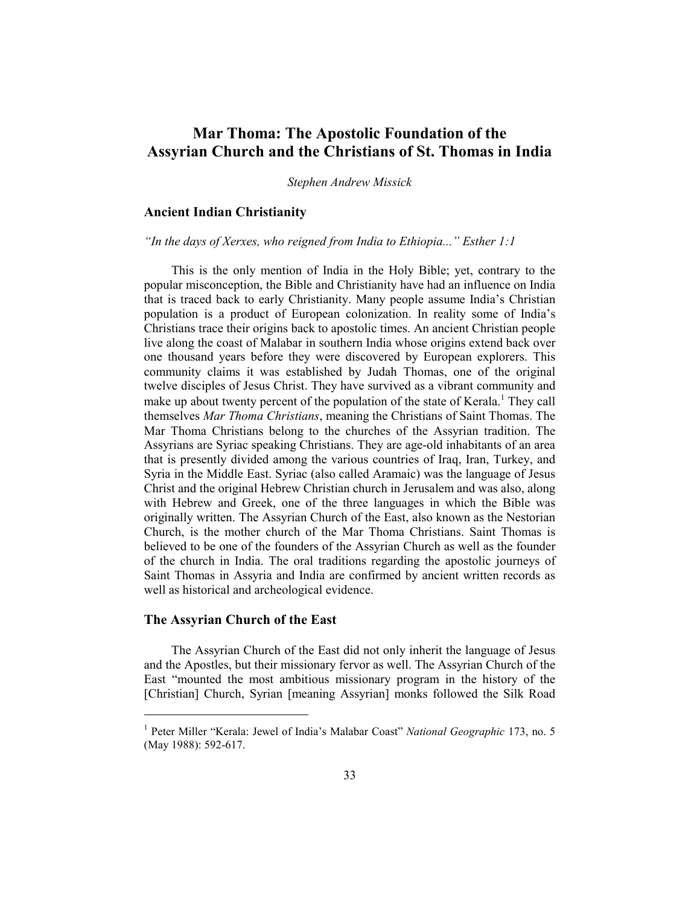# Mar Thoma: The Apostolic Foundation of the Assyrian Church and the Christians of St. Thomas in India

*Stephen Andrew Missick*

## Ancient Indian Christianity

*"In the days of Xerxes, who reigned from India to Ethiopia..." Esther 1:1*

This is the only mention of India in the Holy Bible; yet, contrary to the popular misconception, the Bible and Christianity have had an influence on India that is traced back to early Christianity. Many people assume India's Christian population is a product of European colonization. In reality some of India's Christians trace their origins back to apostolic times. An ancient Christian people live along the coast of Malabar in southern India whose origins extend back over one thousand years before they were discovered by European explorers. This community claims it was established by Judah Thomas, one of the original twelve disciples of Jesus Christ. They have survived as a vibrant community and make up about twenty percent of the population of the state of Kerala.[1] They call themselves *Mar Thoma Christians*, meaning the Christians of Saint Thomas. The Mar Thoma Christians belong to the churches of the Assyrian tradition. The Assyrians are Syriac speaking Christians. They are age-old inhabitants of an area that is presently divided among the various countries of Iraq, Iran, Turkey, and Syria in the Middle East. Syriac (also called Aramaic) was the language of Jesus Christ and the original Hebrew Christian church in Jerusalem and was also, along with Hebrew and Greek, one of the three languages in which the Bible was originally written. The Assyrian Church of the East, also known as the Nestorian Church, is the mother church of the Mar Thoma Christians. Saint Thomas is believed to be one of the founders of the Assyrian Church as well as the founder of the church in India. The oral traditions regarding the apostolic journeys of Saint Thomas in Assyria and India are confirmed by ancient written records as well as historical and archeological evidence.

## The Assyrian Church of the East

The Assyrian Church of the East did not only inherit the language of Jesus and the Apostles, but their missionary fervor as well. The Assyrian Church of the East "mounted the most ambitious missionary program in the history of the [Christian] Church, Syrian [meaning Assyrian] monks followed the Silk Road

---

[1] Peter Miller "Kerala: Jewel of India's Malabar Coast" *National Geographic* 173, no. 5 (May 1988): 592-617.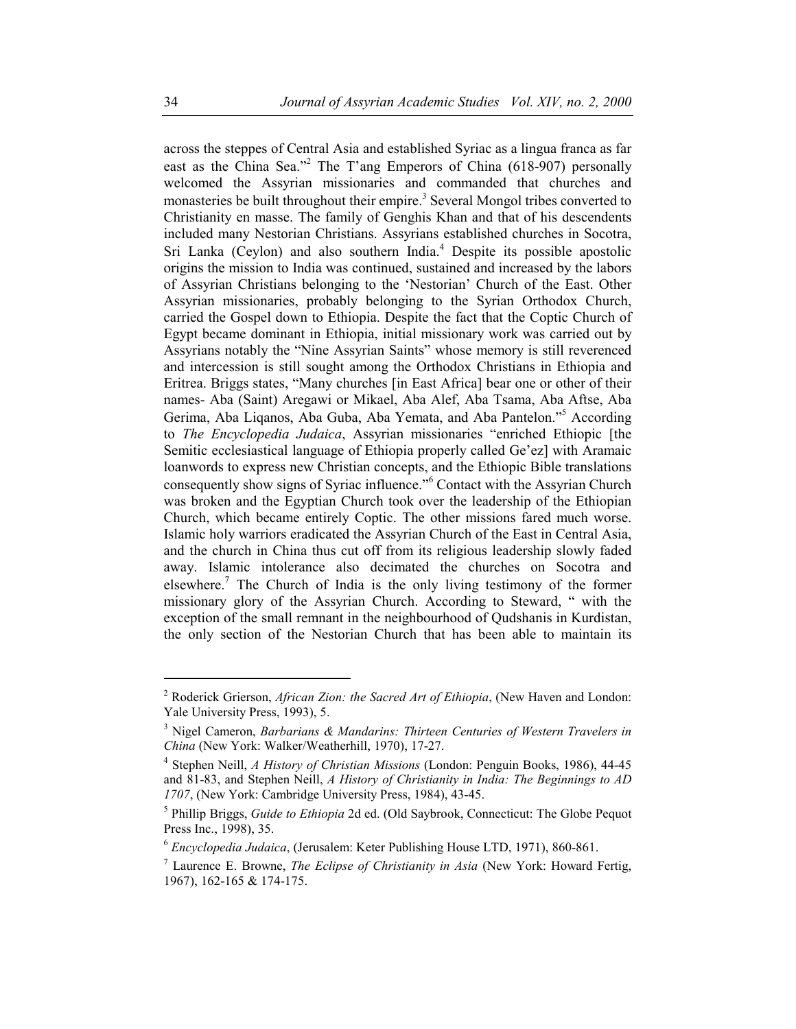across the steppes of Central Asia and established Syriac as a lingua franca as far east as the China Sea."[2] The T'ang Emperors of China (618-907) personally welcomed the Assyrian missionaries and commanded that churches and monasteries be built throughout their empire.[3] Several Mongol tribes converted to Christianity en masse. The family of Genghis Khan and that of his descendents included many Nestorian Christians. Assyrians established churches in Socotra, Sri Lanka (Ceylon) and also southern India.[4] Despite its possible apostolic origins the mission to India was continued, sustained and increased by the labors of Assyrian Christians belonging to the 'Nestorian' Church of the East. Other Assyrian missionaries, probably belonging to the Syrian Orthodox Church, carried the Gospel down to Ethiopia. Despite the fact that the Coptic Church of Egypt became dominant in Ethiopia, initial missionary work was carried out by Assyrians notably the "Nine Assyrian Saints" whose memory is still reverenced and intercession is still sought among the Orthodox Christians in Ethiopia and Eritrea. Briggs states, "Many churches [in East Africa] bear one or other of their names- Aba (Saint) Aregawi or Mikael, Aba Alef, Aba Tsama, Aba Aftse, Aba Gerima, Aba Liqanos, Aba Guba, Aba Yemata, and Aba Pantelon."[5] According to *The Encyclopedia Judaica*, Assyrian missionaries "enriched Ethiopic [the Semitic ecclesiastical language of Ethiopia properly called Ge'ez] with Aramaic loanwords to express new Christian concepts, and the Ethiopic Bible translations consequently show signs of Syriac influence."[6] Contact with the Assyrian Church was broken and the Egyptian Church took over the leadership of the Ethiopian Church, which became entirely Coptic. The other missions fared much worse. Islamic holy warriors eradicated the Assyrian Church of the East in Central Asia, and the church in China thus cut off from its religious leadership slowly faded away. Islamic intolerance also decimated the churches on Socotra and elsewhere.[7] The Church of India is the only living testimony of the former missionary glory of the Assyrian Church. According to Steward, " with the exception of the small remnant in the neighbourhood of Qudshanis in Kurdistan, the only section of the Nestorian Church that has been able to maintain its

---

[2] Roderick Grierson, *African Zion: the Sacred Art of Ethiopia*, (New Haven and London: Yale University Press, 1993), 5.

[3] Nigel Cameron, *Barbarians & Mandarins: Thirteen Centuries of Western Travelers in China* (New York: Walker/Weatherhill, 1970), 17-27.

[4] Stephen Neill, *A History of Christian Missions* (London: Penguin Books, 1986), 44-45 and 81-83, and Stephen Neill, *A History of Christianity in India: The Beginnings to AD 1707*, (New York: Cambridge University Press, 1984), 43-45.

[5] Phillip Briggs, *Guide to Ethiopia* 2d ed. (Old Saybrook, Connecticut: The Globe Pequot Press Inc., 1998), 35.

[6] *Encyclopedia Judaica*, (Jerusalem: Keter Publishing House LTD, 1971), 860-861.

[7] Laurence E. Browne, *The Eclipse of Christianity in Asia* (New York: Howard Fertig, 1967), 162-165 & 174-175.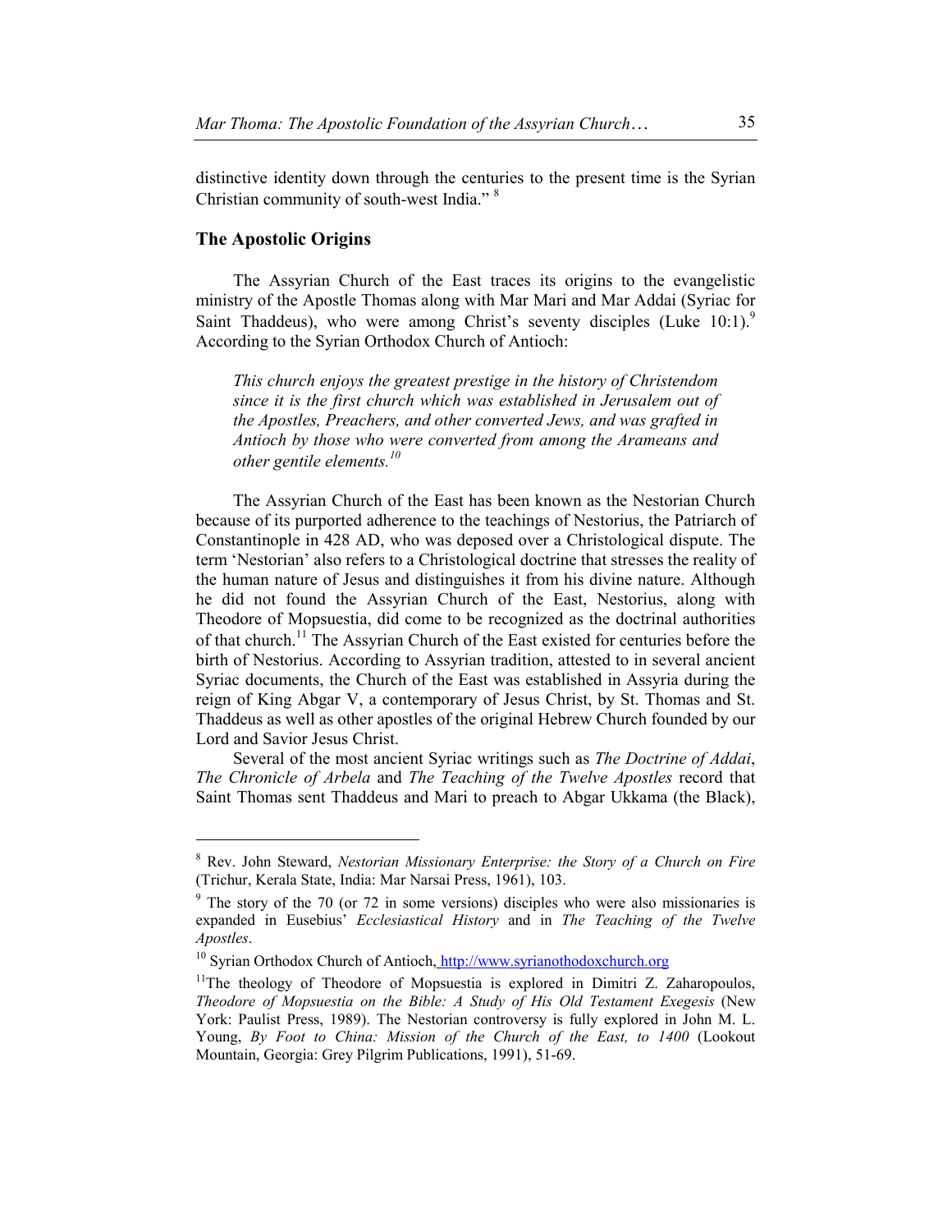distinctive identity down through the centuries to the present time is the Syrian Christian community of south-west India." [8]

## The Apostolic Origins

The Assyrian Church of the East traces its origins to the evangelistic ministry of the Apostle Thomas along with Mar Mari and Mar Addai (Syriac for Saint Thaddeus), who were among Christ's seventy disciples (Luke 10:1).[9] According to the Syrian Orthodox Church of Antioch:

> *This church enjoys the greatest prestige in the history of Christendom since it is the first church which was established in Jerusalem out of the Apostles, Preachers, and other converted Jews, and was grafted in Antioch by those who were converted from among the Arameans and other gentile elements.*[10]

The Assyrian Church of the East has been known as the Nestorian Church because of its purported adherence to the teachings of Nestorius, the Patriarch of Constantinople in 428 AD, who was deposed over a Christological dispute. The term 'Nestorian' also refers to a Christological doctrine that stresses the reality of the human nature of Jesus and distinguishes it from his divine nature. Although he did not found the Assyrian Church of the East, Nestorius, along with Theodore of Mopsuestia, did come to be recognized as the doctrinal authorities of that church.[11] The Assyrian Church of the East existed for centuries before the birth of Nestorius. According to Assyrian tradition, attested to in several ancient Syriac documents, the Church of the East was established in Assyria during the reign of King Abgar V, a contemporary of Jesus Christ, by St. Thomas and St. Thaddeus as well as other apostles of the original Hebrew Church founded by our Lord and Savior Jesus Christ.

Several of the most ancient Syriac writings such as *The Doctrine of Addai*, *The Chronicle of Arbela* and *The Teaching of the Twelve Apostles* record that Saint Thomas sent Thaddeus and Mari to preach to Abgar Ukkama (the Black),

---

[8] Rev. John Steward, *Nestorian Missionary Enterprise: the Story of a Church on Fire* (Trichur, Kerala State, India: Mar Narsai Press, 1961), 103.

[9] The story of the 70 (or 72 in some versions) disciples who were also missionaries is expanded in Eusebius' *Ecclesiastical History* and in *The Teaching of the Twelve Apostles*.

[10] Syrian Orthodox Church of Antioch, http://www.syrianothodoxchurch.org

[11] The theology of Theodore of Mopsuestia is explored in Dimitri Z. Zaharopoulos, *Theodore of Mopsuestia on the Bible: A Study of His Old Testament Exegesis* (New York: Paulist Press, 1989). The Nestorian controversy is fully explored in John M. L. Young, *By Foot to China: Mission of the Church of the East, to 1400* (Lookout Mountain, Georgia: Grey Pilgrim Publications, 1991), 51-69.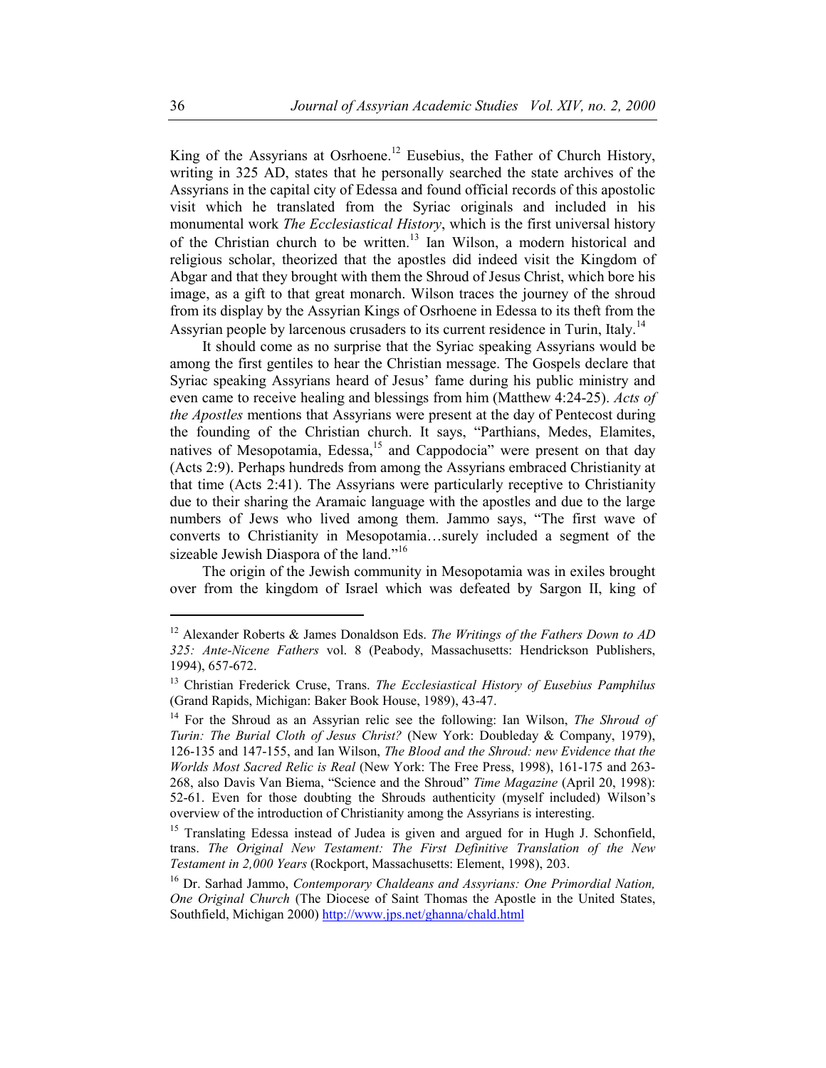King of the Assyrians at Osrhoene.[12] Eusebius, the Father of Church History, writing in 325 AD, states that he personally searched the state archives of the Assyrians in the capital city of Edessa and found official records of this apostolic visit which he translated from the Syriac originals and included in his monumental work *The Ecclesiastical History*, which is the first universal history of the Christian church to be written.[13] Ian Wilson, a modern historical and religious scholar, theorized that the apostles did indeed visit the Kingdom of Abgar and that they brought with them the Shroud of Jesus Christ, which bore his image, as a gift to that great monarch. Wilson traces the journey of the shroud from its display by the Assyrian Kings of Osrhoene in Edessa to its theft from the Assyrian people by larcenous crusaders to its current residence in Turin, Italy.[14]

It should come as no surprise that the Syriac speaking Assyrians would be among the first gentiles to hear the Christian message. The Gospels declare that Syriac speaking Assyrians heard of Jesus' fame during his public ministry and even came to receive healing and blessings from him (Matthew 4:24-25). *Acts of the Apostles* mentions that Assyrians were present at the day of Pentecost during the founding of the Christian church. It says, "Parthians, Medes, Elamites, natives of Mesopotamia, Edessa,[15] and Cappodocia" were present on that day (Acts 2:9). Perhaps hundreds from among the Assyrians embraced Christianity at that time (Acts 2:41). The Assyrians were particularly receptive to Christianity due to their sharing the Aramaic language with the apostles and due to the large numbers of Jews who lived among them. Jammo says, "The first wave of converts to Christianity in Mesopotamia…surely included a segment of the sizeable Jewish Diaspora of the land."[16]

The origin of the Jewish community in Mesopotamia was in exiles brought over from the kingdom of Israel which was defeated by Sargon II, king of

---

[12] Alexander Roberts & James Donaldson Eds. *The Writings of the Fathers Down to AD 325: Ante-Nicene Fathers* vol. 8 (Peabody, Massachusetts: Hendrickson Publishers, 1994), 657-672.

[13] Christian Frederick Cruse, Trans. *The Ecclesiastical History of Eusebius Pamphilus* (Grand Rapids, Michigan: Baker Book House, 1989), 43-47.

[14] For the Shroud as an Assyrian relic see the following: Ian Wilson, *The Shroud of Turin: The Burial Cloth of Jesus Christ?* (New York: Doubleday & Company, 1979), 126-135 and 147-155, and Ian Wilson, *The Blood and the Shroud: new Evidence that the Worlds Most Sacred Relic is Real* (New York: The Free Press, 1998), 161-175 and 263-268, also Davis Van Biema, "Science and the Shroud" *Time Magazine* (April 20, 1998): 52-61. Even for those doubting the Shrouds authenticity (myself included) Wilson's overview of the introduction of Christianity among the Assyrians is interesting.

[15] Translating Edessa instead of Judea is given and argued for in Hugh J. Schonfield, trans. *The Original New Testament: The First Definitive Translation of the New Testament in 2,000 Years* (Rockport, Massachusetts: Element, 1998), 203.

[16] Dr. Sarhad Jammo, *Contemporary Chaldeans and Assyrians: One Primordial Nation, One Original Church* (The Diocese of Saint Thomas the Apostle in the United States, Southfield, Michigan 2000) http://www.jps.net/ghanna/chald.html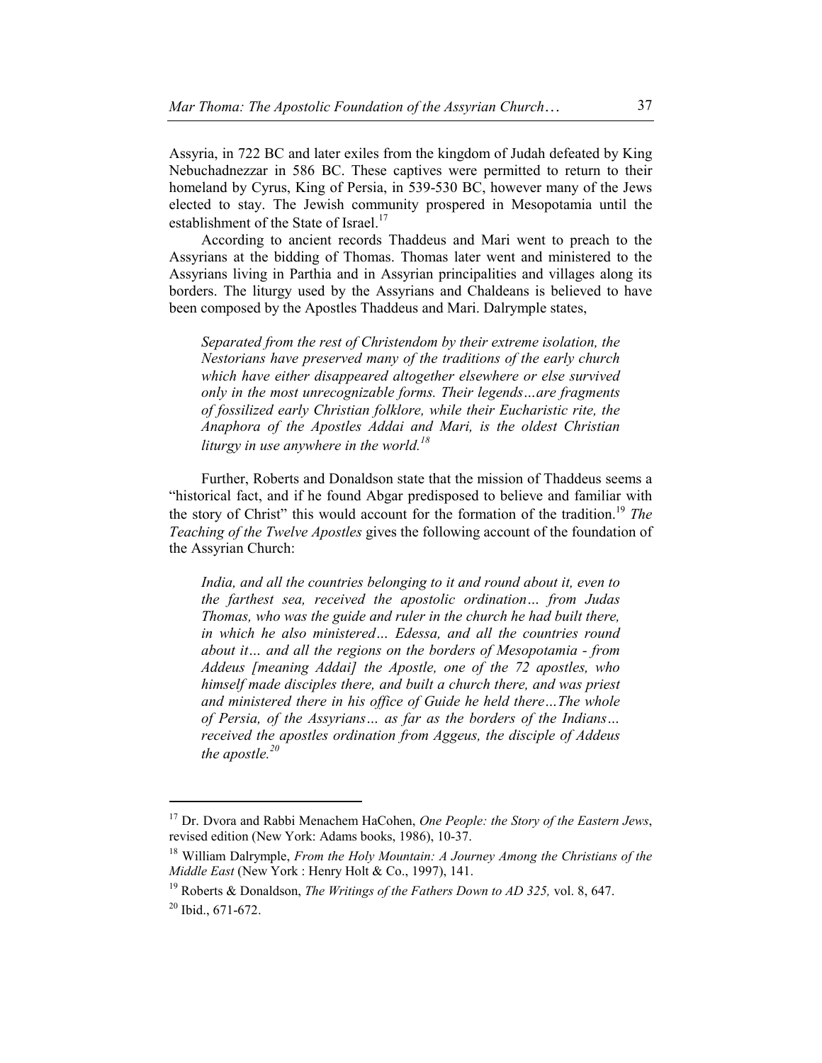Assyria, in 722 BC and later exiles from the kingdom of Judah defeated by King Nebuchadnezzar in 586 BC. These captives were permitted to return to their homeland by Cyrus, King of Persia, in 539-530 BC, however many of the Jews elected to stay. The Jewish community prospered in Mesopotamia until the establishment of the State of Israel.[17]

According to ancient records Thaddeus and Mari went to preach to the Assyrians at the bidding of Thomas. Thomas later went and ministered to the Assyrians living in Parthia and in Assyrian principalities and villages along its borders. The liturgy used by the Assyrians and Chaldeans is believed to have been composed by the Apostles Thaddeus and Mari. Dalrymple states,

> *Separated from the rest of Christendom by their extreme isolation, the Nestorians have preserved many of the traditions of the early church which have either disappeared altogether elsewhere or else survived only in the most unrecognizable forms. Their legends…are fragments of fossilized early Christian folklore, while their Eucharistic rite, the Anaphora of the Apostles Addai and Mari, is the oldest Christian liturgy in use anywhere in the world.*[18]

Further, Roberts and Donaldson state that the mission of Thaddeus seems a "historical fact, and if he found Abgar predisposed to believe and familiar with the story of Christ" this would account for the formation of the tradition.[19] *The Teaching of the Twelve Apostles* gives the following account of the foundation of the Assyrian Church:

> *India, and all the countries belonging to it and round about it, even to the farthest sea, received the apostolic ordination… from Judas Thomas, who was the guide and ruler in the church he had built there, in which he also ministered… Edessa, and all the countries round about it… and all the regions on the borders of Mesopotamia - from Addeus [meaning Addai] the Apostle, one of the 72 apostles, who himself made disciples there, and built a church there, and was priest and ministered there in his office of Guide he held there…The whole of Persia, of the Assyrians… as far as the borders of the Indians… received the apostles ordination from Aggeus, the disciple of Addeus the apostle.*[20]

---

[17] Dr. Dvora and Rabbi Menachem HaCohen, *One People: the Story of the Eastern Jews*, revised edition (New York: Adams books, 1986), 10-37.

[18] William Dalrymple, *From the Holy Mountain: A Journey Among the Christians of the Middle East* (New York : Henry Holt & Co., 1997), 141.

[19] Roberts & Donaldson, *The Writings of the Fathers Down to AD 325,* vol. 8, 647.

[20] Ibid., 671-672.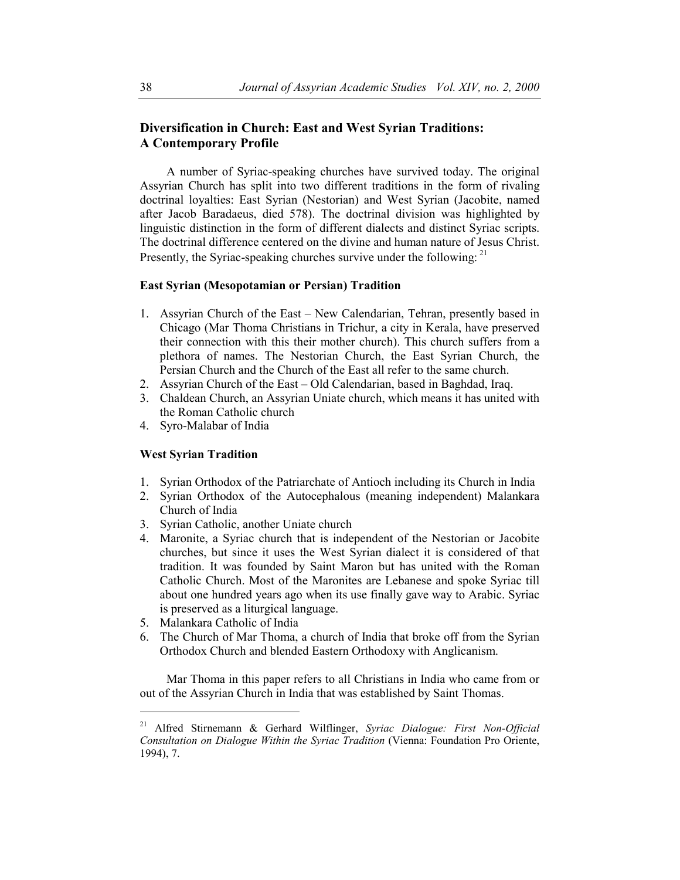## Diversification in Church: East and West Syrian Traditions: A Contemporary Profile

A number of Syriac-speaking churches have survived today. The original Assyrian Church has split into two different traditions in the form of rivaling doctrinal loyalties: East Syrian (Nestorian) and West Syrian (Jacobite, named after Jacob Baradaeus, died 578). The doctrinal division was highlighted by linguistic distinction in the form of different dialects and distinct Syriac scripts. The doctrinal difference centered on the divine and human nature of Jesus Christ. Presently, the Syriac-speaking churches survive under the following: [21]

### East Syrian (Mesopotamian or Persian) Tradition

1. Assyrian Church of the East – New Calendarian, Tehran, presently based in Chicago (Mar Thoma Christians in Trichur, a city in Kerala, have preserved their connection with this their mother church). This church suffers from a plethora of names. The Nestorian Church, the East Syrian Church, the Persian Church and the Church of the East all refer to the same church.
2. Assyrian Church of the East – Old Calendarian, based in Baghdad, Iraq.
3. Chaldean Church, an Assyrian Uniate church, which means it has united with the Roman Catholic church
4. Syro-Malabar of India

### West Syrian Tradition

1. Syrian Orthodox of the Patriarchate of Antioch including its Church in India
2. Syrian Orthodox of the Autocephalous (meaning independent) Malankara Church of India
3. Syrian Catholic, another Uniate church
4. Maronite, a Syriac church that is independent of the Nestorian or Jacobite churches, but since it uses the West Syrian dialect it is considered of that tradition. It was founded by Saint Maron but has united with the Roman Catholic Church. Most of the Maronites are Lebanese and spoke Syriac till about one hundred years ago when its use finally gave way to Arabic. Syriac is preserved as a liturgical language.
5. Malankara Catholic of India
6. The Church of Mar Thoma, a church of India that broke off from the Syrian Orthodox Church and blended Eastern Orthodoxy with Anglicanism.

Mar Thoma in this paper refers to all Christians in India who came from or out of the Assyrian Church in India that was established by Saint Thomas.

---

[21] Alfred Stirnemann & Gerhard Wilflinger, *Syriac Dialogue: First Non-Official Consultation on Dialogue Within the Syriac Tradition* (Vienna: Foundation Pro Oriente, 1994), 7.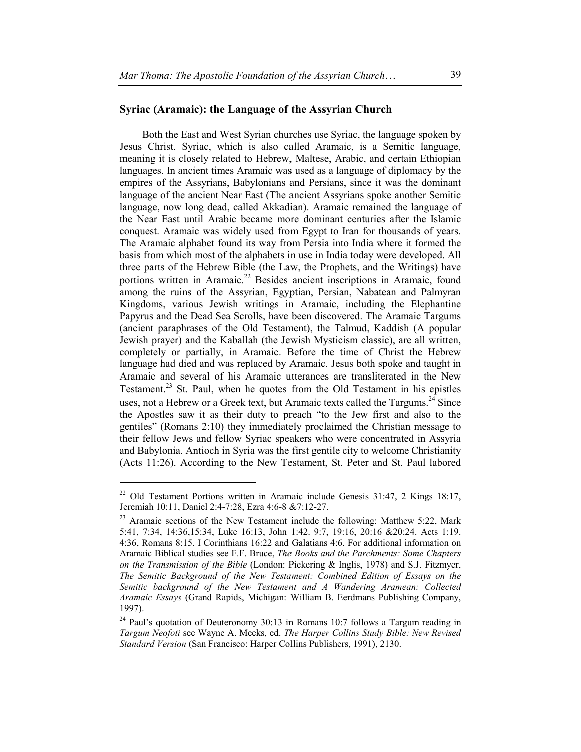## Syriac (Aramaic): the Language of the Assyrian Church

Both the East and West Syrian churches use Syriac, the language spoken by Jesus Christ. Syriac, which is also called Aramaic, is a Semitic language, meaning it is closely related to Hebrew, Maltese, Arabic, and certain Ethiopian languages. In ancient times Aramaic was used as a language of diplomacy by the empires of the Assyrians, Babylonians and Persians, since it was the dominant language of the ancient Near East (The ancient Assyrians spoke another Semitic language, now long dead, called Akkadian). Aramaic remained the language of the Near East until Arabic became more dominant centuries after the Islamic conquest. Aramaic was widely used from Egypt to Iran for thousands of years. The Aramaic alphabet found its way from Persia into India where it formed the basis from which most of the alphabets in use in India today were developed. All three parts of the Hebrew Bible (the Law, the Prophets, and the Writings) have portions written in Aramaic.[22] Besides ancient inscriptions in Aramaic, found among the ruins of the Assyrian, Egyptian, Persian, Nabatean and Palmyran Kingdoms, various Jewish writings in Aramaic, including the Elephantine Papyrus and the Dead Sea Scrolls, have been discovered. The Aramaic Targums (ancient paraphrases of the Old Testament), the Talmud, Kaddish (A popular Jewish prayer) and the Kaballah (the Jewish Mysticism classic), are all written, completely or partially, in Aramaic. Before the time of Christ the Hebrew language had died and was replaced by Aramaic. Jesus both spoke and taught in Aramaic and several of his Aramaic utterances are transliterated in the New Testament.[23] St. Paul, when he quotes from the Old Testament in his epistles uses, not a Hebrew or a Greek text, but Aramaic texts called the Targums.[24] Since the Apostles saw it as their duty to preach "to the Jew first and also to the gentiles" (Romans 2:10) they immediately proclaimed the Christian message to their fellow Jews and fellow Syriac speakers who were concentrated in Assyria and Babylonia. Antioch in Syria was the first gentile city to welcome Christianity (Acts 11:26). According to the New Testament, St. Peter and St. Paul labored

---

[22] Old Testament Portions written in Aramaic include Genesis 31:47, 2 Kings 18:17, Jeremiah 10:11, Daniel 2:4-7:28, Ezra 4:6-8 &7:12-27.

[23] Aramaic sections of the New Testament include the following: Matthew 5:22, Mark 5:41, 7:34, 14:36,15:34, Luke 16:13, John 1:42. 9:7, 19:16, 20:16 &20:24. Acts 1:19. 4:36, Romans 8:15. I Corinthians 16:22 and Galatians 4:6. For additional information on Aramaic Biblical studies see F.F. Bruce, *The Books and the Parchments: Some Chapters on the Transmission of the Bible* (London: Pickering & Inglis, 1978) and S.J. Fitzmyer, *The Semitic Background of the New Testament: Combined Edition of Essays on the Semitic background of the New Testament and A Wandering Aramean: Collected Aramaic Essays* (Grand Rapids, Michigan: William B. Eerdmans Publishing Company, 1997).

[24] Paul's quotation of Deuteronomy 30:13 in Romans 10:7 follows a Targum reading in *Targum Neofoti* see Wayne A. Meeks, ed. *The Harper Collins Study Bible: New Revised Standard Version* (San Francisco: Harper Collins Publishers, 1991), 2130.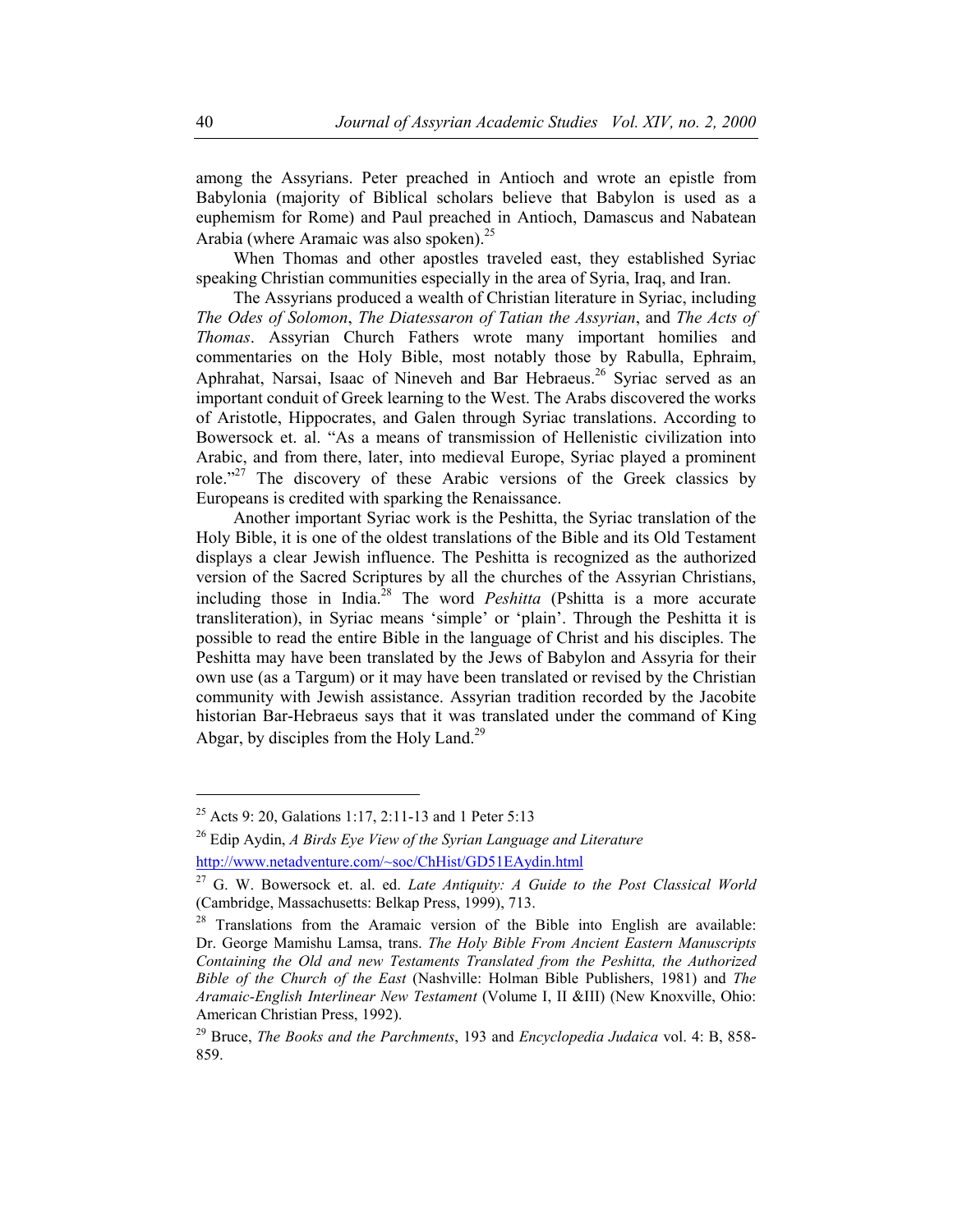among the Assyrians. Peter preached in Antioch and wrote an epistle from Babylonia (majority of Biblical scholars believe that Babylon is used as a euphemism for Rome) and Paul preached in Antioch, Damascus and Nabatean Arabia (where Aramaic was also spoken).[25]

When Thomas and other apostles traveled east, they established Syriac speaking Christian communities especially in the area of Syria, Iraq, and Iran.

The Assyrians produced a wealth of Christian literature in Syriac, including *The Odes of Solomon*, *The Diatessaron of Tatian the Assyrian*, and *The Acts of Thomas*. Assyrian Church Fathers wrote many important homilies and commentaries on the Holy Bible, most notably those by Rabulla, Ephraim, Aphrahat, Narsai, Isaac of Nineveh and Bar Hebraeus.[26] Syriac served as an important conduit of Greek learning to the West. The Arabs discovered the works of Aristotle, Hippocrates, and Galen through Syriac translations. According to Bowersock et. al. "As a means of transmission of Hellenistic civilization into Arabic, and from there, later, into medieval Europe, Syriac played a prominent role."[27] The discovery of these Arabic versions of the Greek classics by Europeans is credited with sparking the Renaissance.

Another important Syriac work is the Peshitta, the Syriac translation of the Holy Bible, it is one of the oldest translations of the Bible and its Old Testament displays a clear Jewish influence. The Peshitta is recognized as the authorized version of the Sacred Scriptures by all the churches of the Assyrian Christians, including those in India.[28] The word *Peshitta* (Pshitta is a more accurate transliteration), in Syriac means 'simple' or 'plain'. Through the Peshitta it is possible to read the entire Bible in the language of Christ and his disciples. The Peshitta may have been translated by the Jews of Babylon and Assyria for their own use (as a Targum) or it may have been translated or revised by the Christian community with Jewish assistance. Assyrian tradition recorded by the Jacobite historian Bar-Hebraeus says that it was translated under the command of King Abgar, by disciples from the Holy Land.[29]

---

[25] Acts 9: 20, Galations 1:17, 2:11-13 and 1 Peter 5:13

[26] Edip Aydin, *A Birds Eye View of the Syrian Language and Literature* http://www.netadventure.com/~soc/ChHist/GD51EAydin.html

[27] G. W. Bowersock et. al. ed. *Late Antiquity: A Guide to the Post Classical World* (Cambridge, Massachusetts: Belkap Press, 1999), 713.

[28] Translations from the Aramaic version of the Bible into English are available: Dr. George Mamishu Lamsa, trans. *The Holy Bible From Ancient Eastern Manuscripts Containing the Old and new Testaments Translated from the Peshitta, the Authorized Bible of the Church of the East* (Nashville: Holman Bible Publishers, 1981) and *The Aramaic-English Interlinear New Testament* (Volume I, II &III) (New Knoxville, Ohio: American Christian Press, 1992).

[29] Bruce, *The Books and the Parchments*, 193 and *Encyclopedia Judaica* vol. 4: B, 858-859.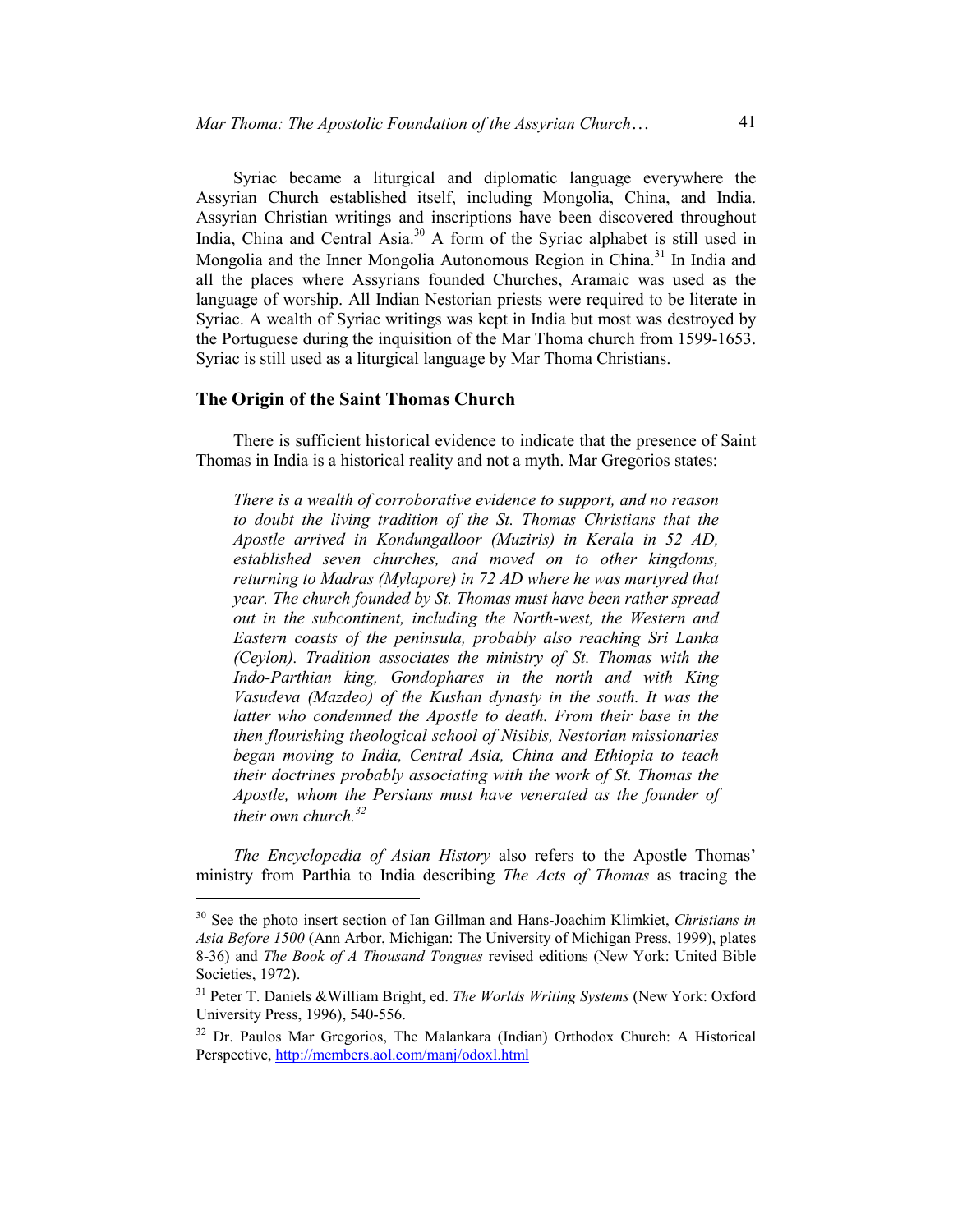Syriac became a liturgical and diplomatic language everywhere the Assyrian Church established itself, including Mongolia, China, and India. Assyrian Christian writings and inscriptions have been discovered throughout India, China and Central Asia.[30] A form of the Syriac alphabet is still used in Mongolia and the Inner Mongolia Autonomous Region in China.[31] In India and all the places where Assyrians founded Churches, Aramaic was used as the language of worship. All Indian Nestorian priests were required to be literate in Syriac. A wealth of Syriac writings was kept in India but most was destroyed by the Portuguese during the inquisition of the Mar Thoma church from 1599-1653. Syriac is still used as a liturgical language by Mar Thoma Christians.

## The Origin of the Saint Thomas Church

There is sufficient historical evidence to indicate that the presence of Saint Thomas in India is a historical reality and not a myth. Mar Gregorios states:

> *There is a wealth of corroborative evidence to support, and no reason to doubt the living tradition of the St. Thomas Christians that the Apostle arrived in Kondungalloor (Muziris) in Kerala in 52 AD, established seven churches, and moved on to other kingdoms, returning to Madras (Mylapore) in 72 AD where he was martyred that year. The church founded by St. Thomas must have been rather spread out in the subcontinent, including the North-west, the Western and Eastern coasts of the peninsula, probably also reaching Sri Lanka (Ceylon). Tradition associates the ministry of St. Thomas with the Indo-Parthian king, Gondophares in the north and with King Vasudeva (Mazdeo) of the Kushan dynasty in the south. It was the latter who condemned the Apostle to death. From their base in the then flourishing theological school of Nisibis, Nestorian missionaries began moving to India, Central Asia, China and Ethiopia to teach their doctrines probably associating with the work of St. Thomas the Apostle, whom the Persians must have venerated as the founder of their own church.*[32]

*The Encyclopedia of Asian History* also refers to the Apostle Thomas' ministry from Parthia to India describing *The Acts of Thomas* as tracing the

---

[30] See the photo insert section of Ian Gillman and Hans-Joachim Klimkiet, *Christians in Asia Before 1500* (Ann Arbor, Michigan: The University of Michigan Press, 1999), plates 8-36) and *The Book of A Thousand Tongues* revised editions (New York: United Bible Societies, 1972).

[31] Peter T. Daniels &William Bright, ed. *The Worlds Writing Systems* (New York: Oxford University Press, 1996), 540-556.

[32] Dr. Paulos Mar Gregorios, The Malankara (Indian) Orthodox Church: A Historical Perspective, http://members.aol.com/manj/odoxl.html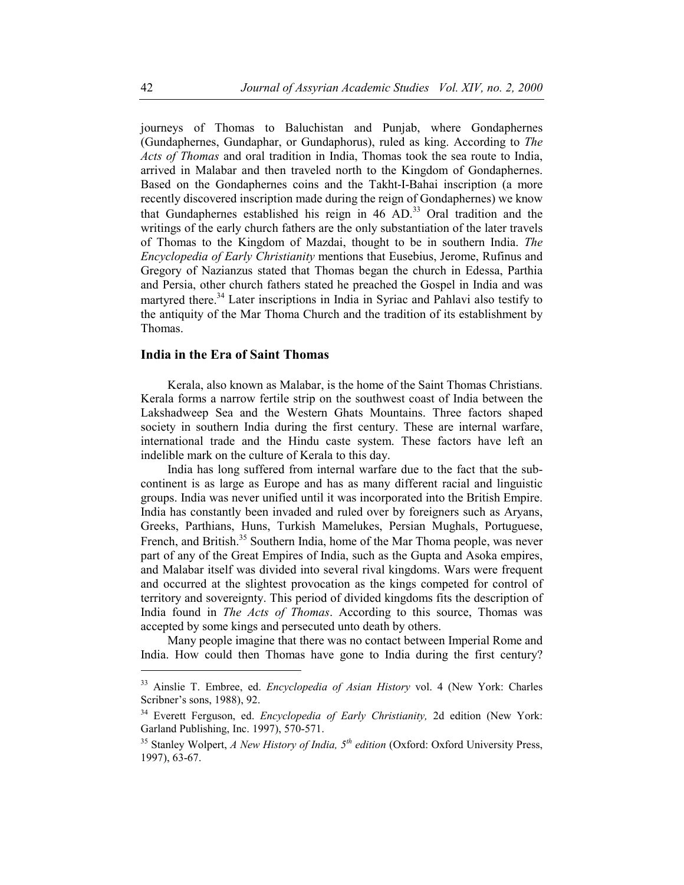journeys of Thomas to Baluchistan and Punjab, where Gondaphernes (Gundaphernes, Gundaphar, or Gundaphorus), ruled as king. According to *The Acts of Thomas* and oral tradition in India, Thomas took the sea route to India, arrived in Malabar and then traveled north to the Kingdom of Gondaphernes. Based on the Gondaphernes coins and the Takht-I-Bahai inscription (a more recently discovered inscription made during the reign of Gondaphernes) we know that Gundaphernes established his reign in 46 AD.[33] Oral tradition and the writings of the early church fathers are the only substantiation of the later travels of Thomas to the Kingdom of Mazdai, thought to be in southern India. *The Encyclopedia of Early Christianity* mentions that Eusebius, Jerome, Rufinus and Gregory of Nazianzus stated that Thomas began the church in Edessa, Parthia and Persia, other church fathers stated he preached the Gospel in India and was martyred there.[34] Later inscriptions in India in Syriac and Pahlavi also testify to the antiquity of the Mar Thoma Church and the tradition of its establishment by Thomas.

## India in the Era of Saint Thomas

Kerala, also known as Malabar, is the home of the Saint Thomas Christians. Kerala forms a narrow fertile strip on the southwest coast of India between the Lakshadweep Sea and the Western Ghats Mountains. Three factors shaped society in southern India during the first century. These are internal warfare, international trade and the Hindu caste system. These factors have left an indelible mark on the culture of Kerala to this day.

India has long suffered from internal warfare due to the fact that the sub-continent is as large as Europe and has as many different racial and linguistic groups. India was never unified until it was incorporated into the British Empire. India has constantly been invaded and ruled over by foreigners such as Aryans, Greeks, Parthians, Huns, Turkish Mamelukes, Persian Mughals, Portuguese, French, and British.[35] Southern India, home of the Mar Thoma people, was never part of any of the Great Empires of India, such as the Gupta and Asoka empires, and Malabar itself was divided into several rival kingdoms. Wars were frequent and occurred at the slightest provocation as the kings competed for control of territory and sovereignty. This period of divided kingdoms fits the description of India found in *The Acts of Thomas*. According to this source, Thomas was accepted by some kings and persecuted unto death by others.

Many people imagine that there was no contact between Imperial Rome and India. How could then Thomas have gone to India during the first century?

---

[33] Ainslie T. Embree, ed. *Encyclopedia of Asian History* vol. 4 (New York: Charles Scribner's sons, 1988), 92.

[34] Everett Ferguson, ed. *Encyclopedia of Early Christianity,* 2d edition (New York: Garland Publishing, Inc. 1997), 570-571.

[35] Stanley Wolpert, *A New History of India, 5th edition* (Oxford: Oxford University Press, 1997), 63-67.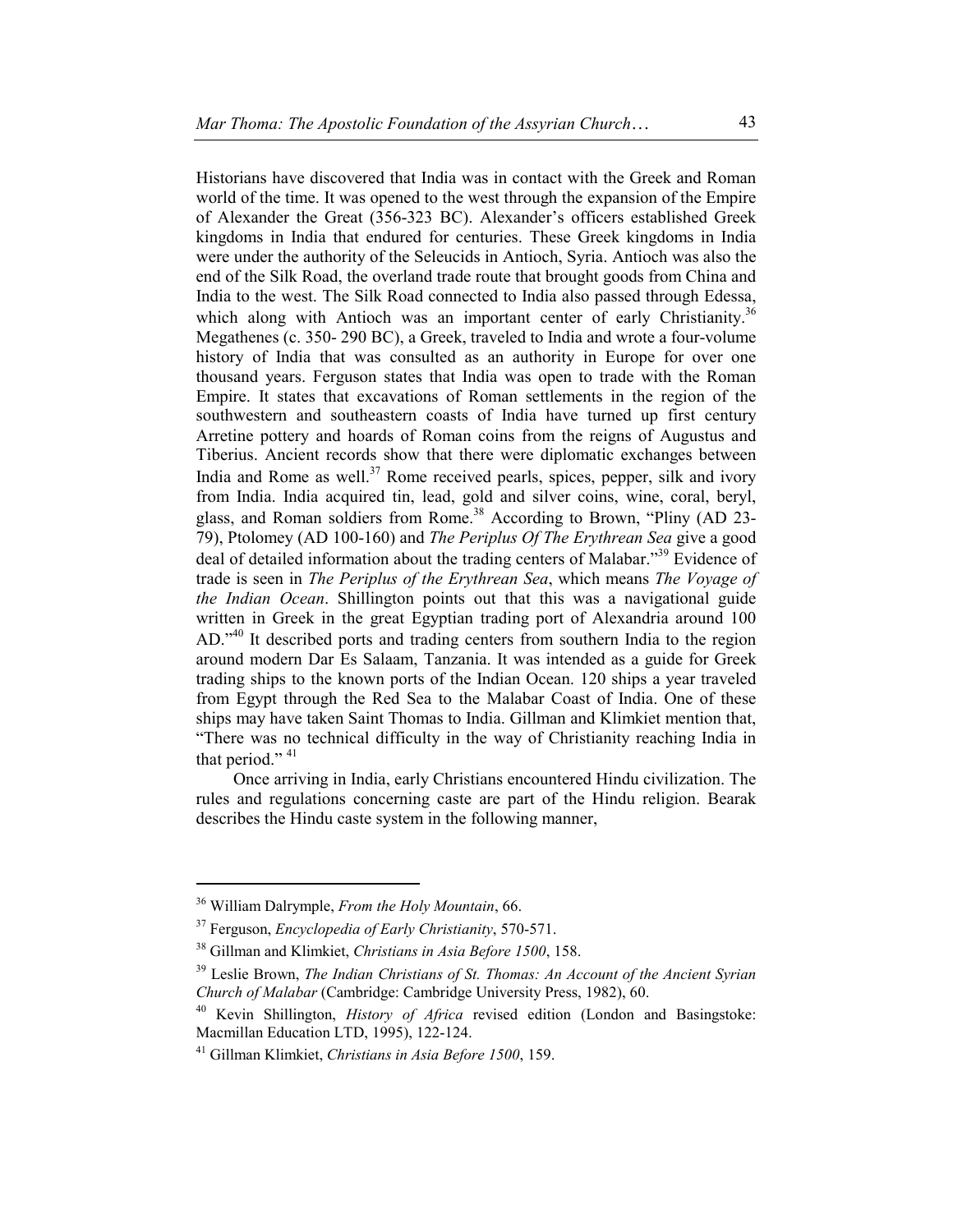Historians have discovered that India was in contact with the Greek and Roman world of the time. It was opened to the west through the expansion of the Empire of Alexander the Great (356-323 BC). Alexander's officers established Greek kingdoms in India that endured for centuries. These Greek kingdoms in India were under the authority of the Seleucids in Antioch, Syria. Antioch was also the end of the Silk Road, the overland trade route that brought goods from China and India to the west. The Silk Road connected to India also passed through Edessa, which along with Antioch was an important center of early Christianity.[36] Megathenes (c. 350- 290 BC), a Greek, traveled to India and wrote a four-volume history of India that was consulted as an authority in Europe for over one thousand years. Ferguson states that India was open to trade with the Roman Empire. It states that excavations of Roman settlements in the region of the southwestern and southeastern coasts of India have turned up first century Arretine pottery and hoards of Roman coins from the reigns of Augustus and Tiberius. Ancient records show that there were diplomatic exchanges between India and Rome as well.[37] Rome received pearls, spices, pepper, silk and ivory from India. India acquired tin, lead, gold and silver coins, wine, coral, beryl, glass, and Roman soldiers from Rome.[38] According to Brown, "Pliny (AD 23-79), Ptolomey (AD 100-160) and *The Periplus Of The Erythrean Sea* give a good deal of detailed information about the trading centers of Malabar."[39] Evidence of trade is seen in *The Periplus of the Erythrean Sea*, which means *The Voyage of the Indian Ocean*. Shillington points out that this was a navigational guide written in Greek in the great Egyptian trading port of Alexandria around 100 AD."[40] It described ports and trading centers from southern India to the region around modern Dar Es Salaam, Tanzania. It was intended as a guide for Greek trading ships to the known ports of the Indian Ocean. 120 ships a year traveled from Egypt through the Red Sea to the Malabar Coast of India. One of these ships may have taken Saint Thomas to India. Gillman and Klimkiet mention that, "There was no technical difficulty in the way of Christianity reaching India in that period." [41]

Once arriving in India, early Christians encountered Hindu civilization. The rules and regulations concerning caste are part of the Hindu religion. Bearak describes the Hindu caste system in the following manner,

---

[36] William Dalrymple, *From the Holy Mountain*, 66.

[37] Ferguson, *Encyclopedia of Early Christianity*, 570-571.

[38] Gillman and Klimkiet, *Christians in Asia Before 1500*, 158.

[39] Leslie Brown, *The Indian Christians of St. Thomas: An Account of the Ancient Syrian Church of Malabar* (Cambridge: Cambridge University Press, 1982), 60.

[40] Kevin Shillington, *History of Africa* revised edition (London and Basingstoke: Macmillan Education LTD, 1995), 122-124.

[41] Gillman Klimkiet, *Christians in Asia Before 1500*, 159.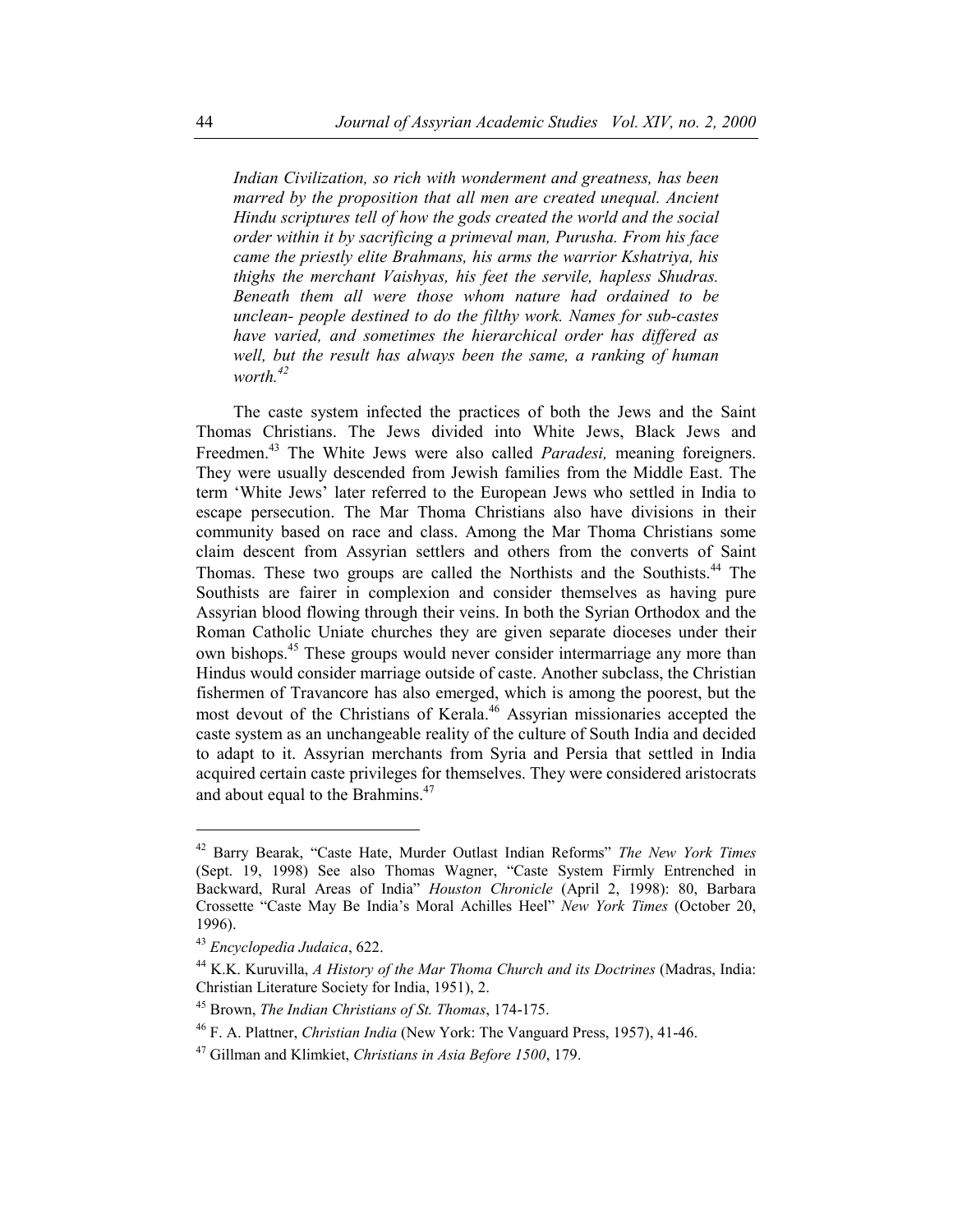> *Indian Civilization, so rich with wonderment and greatness, has been marred by the proposition that all men are created unequal. Ancient Hindu scriptures tell of how the gods created the world and the social order within it by sacrificing a primeval man, Purusha. From his face came the priestly elite Brahmans, his arms the warrior Kshatriya, his thighs the merchant Vaishyas, his feet the servile, hapless Shudras. Beneath them all were those whom nature had ordained to be unclean- people destined to do the filthy work. Names for sub-castes have varied, and sometimes the hierarchical order has differed as well, but the result has always been the same, a ranking of human worth.*[42]

The caste system infected the practices of both the Jews and the Saint Thomas Christians. The Jews divided into White Jews, Black Jews and Freedmen.[43] The White Jews were also called *Paradesi,* meaning foreigners. They were usually descended from Jewish families from the Middle East. The term 'White Jews' later referred to the European Jews who settled in India to escape persecution. The Mar Thoma Christians also have divisions in their community based on race and class. Among the Mar Thoma Christians some claim descent from Assyrian settlers and others from the converts of Saint Thomas. These two groups are called the Northists and the Southists.[44] The Southists are fairer in complexion and consider themselves as having pure Assyrian blood flowing through their veins. In both the Syrian Orthodox and the Roman Catholic Uniate churches they are given separate dioceses under their own bishops.[45] These groups would never consider intermarriage any more than Hindus would consider marriage outside of caste. Another subclass, the Christian fishermen of Travancore has also emerged, which is among the poorest, but the most devout of the Christians of Kerala.[46] Assyrian missionaries accepted the caste system as an unchangeable reality of the culture of South India and decided to adapt to it. Assyrian merchants from Syria and Persia that settled in India acquired certain caste privileges for themselves. They were considered aristocrats and about equal to the Brahmins.[47]

---

[42] Barry Bearak, "Caste Hate, Murder Outlast Indian Reforms" *The New York Times* (Sept. 19, 1998) See also Thomas Wagner, "Caste System Firmly Entrenched in Backward, Rural Areas of India" *Houston Chronicle* (April 2, 1998): 80, Barbara Crossette "Caste May Be India's Moral Achilles Heel" *New York Times* (October 20, 1996).

[43] *Encyclopedia Judaica*, 622.

[44] K.K. Kuruvilla, *A History of the Mar Thoma Church and its Doctrines* (Madras, India: Christian Literature Society for India, 1951), 2.

[45] Brown, *The Indian Christians of St. Thomas*, 174-175.

[46] F. A. Plattner, *Christian India* (New York: The Vanguard Press, 1957), 41-46.

[47] Gillman and Klimkiet, *Christians in Asia Before 1500*, 179.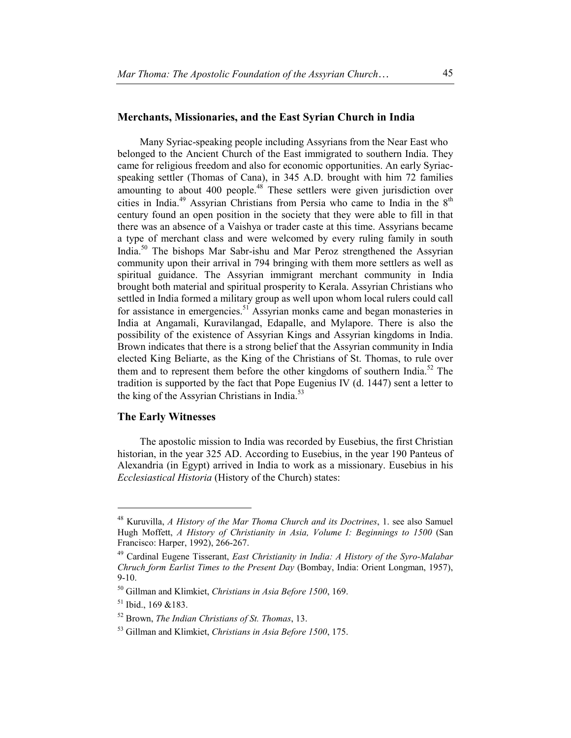## Merchants, Missionaries, and the East Syrian Church in India

Many Syriac-speaking people including Assyrians from the Near East who belonged to the Ancient Church of the East immigrated to southern India. They came for religious freedom and also for economic opportunities. An early Syriac-speaking settler (Thomas of Cana), in 345 A.D. brought with him 72 families amounting to about 400 people.[48] These settlers were given jurisdiction over cities in India.[49] Assyrian Christians from Persia who came to India in the 8th century found an open position in the society that they were able to fill in that there was an absence of a Vaishya or trader caste at this time. Assyrians became a type of merchant class and were welcomed by every ruling family in south India.[50] The bishops Mar Sabr-ishu and Mar Peroz strengthened the Assyrian community upon their arrival in 794 bringing with them more settlers as well as spiritual guidance. The Assyrian immigrant merchant community in India brought both material and spiritual prosperity to Kerala. Assyrian Christians who settled in India formed a military group as well upon whom local rulers could call for assistance in emergencies.[51] Assyrian monks came and began monasteries in India at Angamali, Kuravilangad, Edapalle, and Mylapore. There is also the possibility of the existence of Assyrian Kings and Assyrian kingdoms in India. Brown indicates that there is a strong belief that the Assyrian community in India elected King Beliarte, as the King of the Christians of St. Thomas, to rule over them and to represent them before the other kingdoms of southern India.[52] The tradition is supported by the fact that Pope Eugenius IV (d. 1447) sent a letter to the king of the Assyrian Christians in India.[53]

## The Early Witnesses

The apostolic mission to India was recorded by Eusebius, the first Christian historian, in the year 325 AD. According to Eusebius, in the year 190 Panteus of Alexandria (in Egypt) arrived in India to work as a missionary. Eusebius in his *Ecclesiastical Historia* (History of the Church) states:

---

[48] Kuruvilla, *A History of the Mar Thoma Church and its Doctrines*, 1. see also Samuel Hugh Moffett, *A History of Christianity in Asia, Volume I: Beginnings to 1500* (San Francisco: Harper, 1992), 266-267.

[49] Cardinal Eugene Tisserant, *East Christianity in India: A History of the Syro-Malabar Chruch form Earlist Times to the Present Day* (Bombay, India: Orient Longman, 1957), 9-10.

[50] Gillman and Klimkiet, *Christians in Asia Before 1500*, 169.

[51] Ibid., 169 &183.

[52] Brown, *The Indian Christians of St. Thomas*, 13.

[53] Gillman and Klimkiet, *Christians in Asia Before 1500*, 175.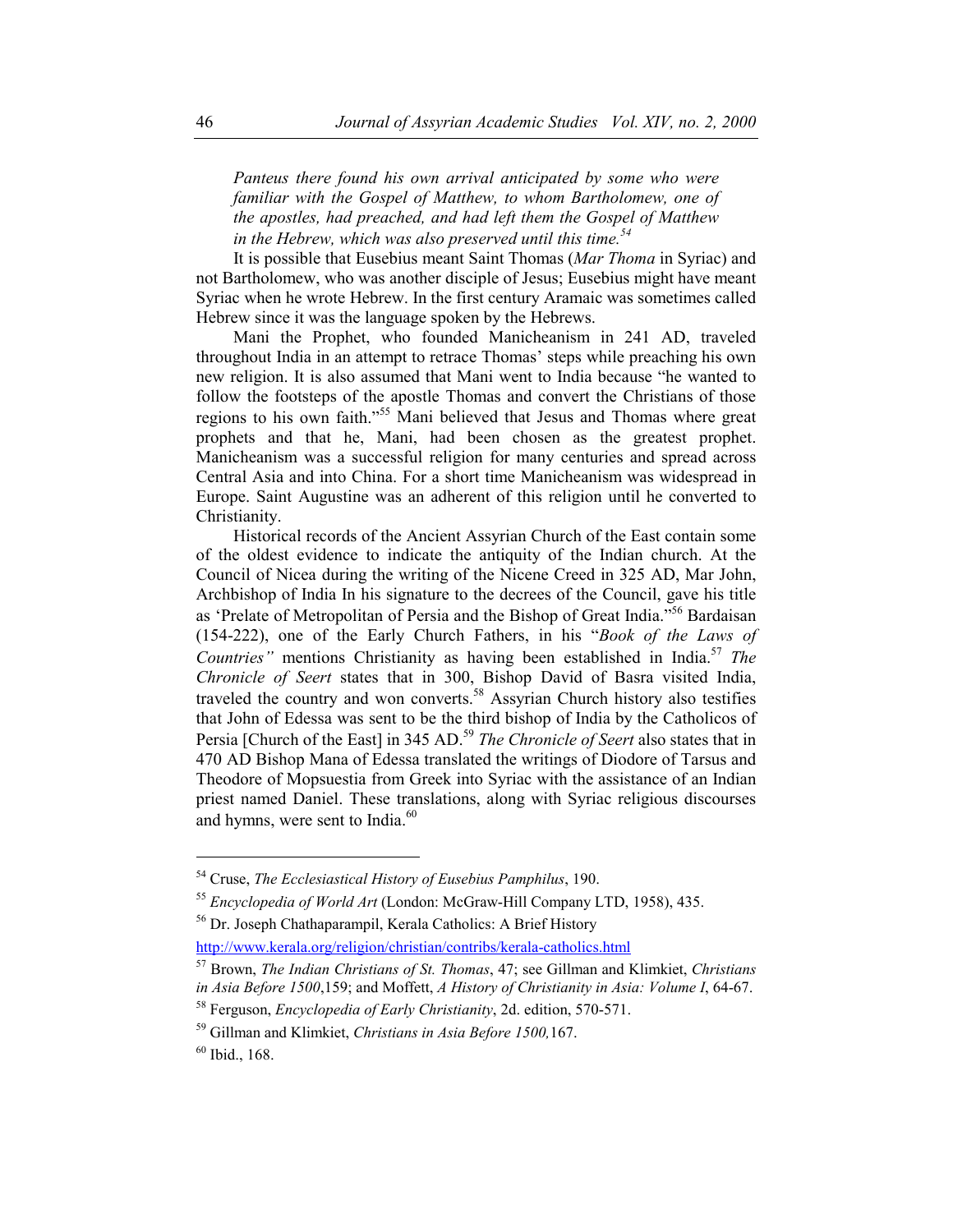*Panteus there found his own arrival anticipated by some who were familiar with the Gospel of Matthew, to whom Bartholomew, one of the apostles, had preached, and had left them the Gospel of Matthew in the Hebrew, which was also preserved until this time.*[54]

It is possible that Eusebius meant Saint Thomas (*Mar Thoma* in Syriac) and not Bartholomew, who was another disciple of Jesus; Eusebius might have meant Syriac when he wrote Hebrew. In the first century Aramaic was sometimes called Hebrew since it was the language spoken by the Hebrews.

Mani the Prophet, who founded Manicheanism in 241 AD, traveled throughout India in an attempt to retrace Thomas' steps while preaching his own new religion. It is also assumed that Mani went to India because "he wanted to follow the footsteps of the apostle Thomas and convert the Christians of those regions to his own faith."[55] Mani believed that Jesus and Thomas where great prophets and that he, Mani, had been chosen as the greatest prophet. Manicheanism was a successful religion for many centuries and spread across Central Asia and into China. For a short time Manicheanism was widespread in Europe. Saint Augustine was an adherent of this religion until he converted to Christianity.

Historical records of the Ancient Assyrian Church of the East contain some of the oldest evidence to indicate the antiquity of the Indian church. At the Council of Nicea during the writing of the Nicene Creed in 325 AD, Mar John, Archbishop of India In his signature to the decrees of the Council, gave his title as 'Prelate of Metropolitan of Persia and the Bishop of Great India."[56] Bardaisan (154-222), one of the Early Church Fathers, in his "*Book of the Laws of Countries"* mentions Christianity as having been established in India.[57] *The Chronicle of Seert* states that in 300, Bishop David of Basra visited India, traveled the country and won converts.[58] Assyrian Church history also testifies that John of Edessa was sent to be the third bishop of India by the Catholicos of Persia [Church of the East] in 345 AD.[59] *The Chronicle of Seert* also states that in 470 AD Bishop Mana of Edessa translated the writings of Diodore of Tarsus and Theodore of Mopsuestia from Greek into Syriac with the assistance of an Indian priest named Daniel. These translations, along with Syriac religious discourses and hymns, were sent to India.[60]

---

[54] Cruse, *The Ecclesiastical History of Eusebius Pamphilus*, 190.

[55] *Encyclopedia of World Art* (London: McGraw-Hill Company LTD, 1958), 435.

[56] Dr. Joseph Chathaparampil, Kerala Catholics: A Brief History http://www.kerala.org/religion/christian/contribs/kerala-catholics.html

[57] Brown, *The Indian Christians of St. Thomas*, 47; see Gillman and Klimkiet, *Christians in Asia Before 1500*,159; and Moffett, *A History of Christianity in Asia: Volume I*, 64-67.

[58] Ferguson, *Encyclopedia of Early Christianity*, 2d. edition, 570-571.

[59] Gillman and Klimkiet, *Christians in Asia Before 1500,*167.

[60] Ibid., 168.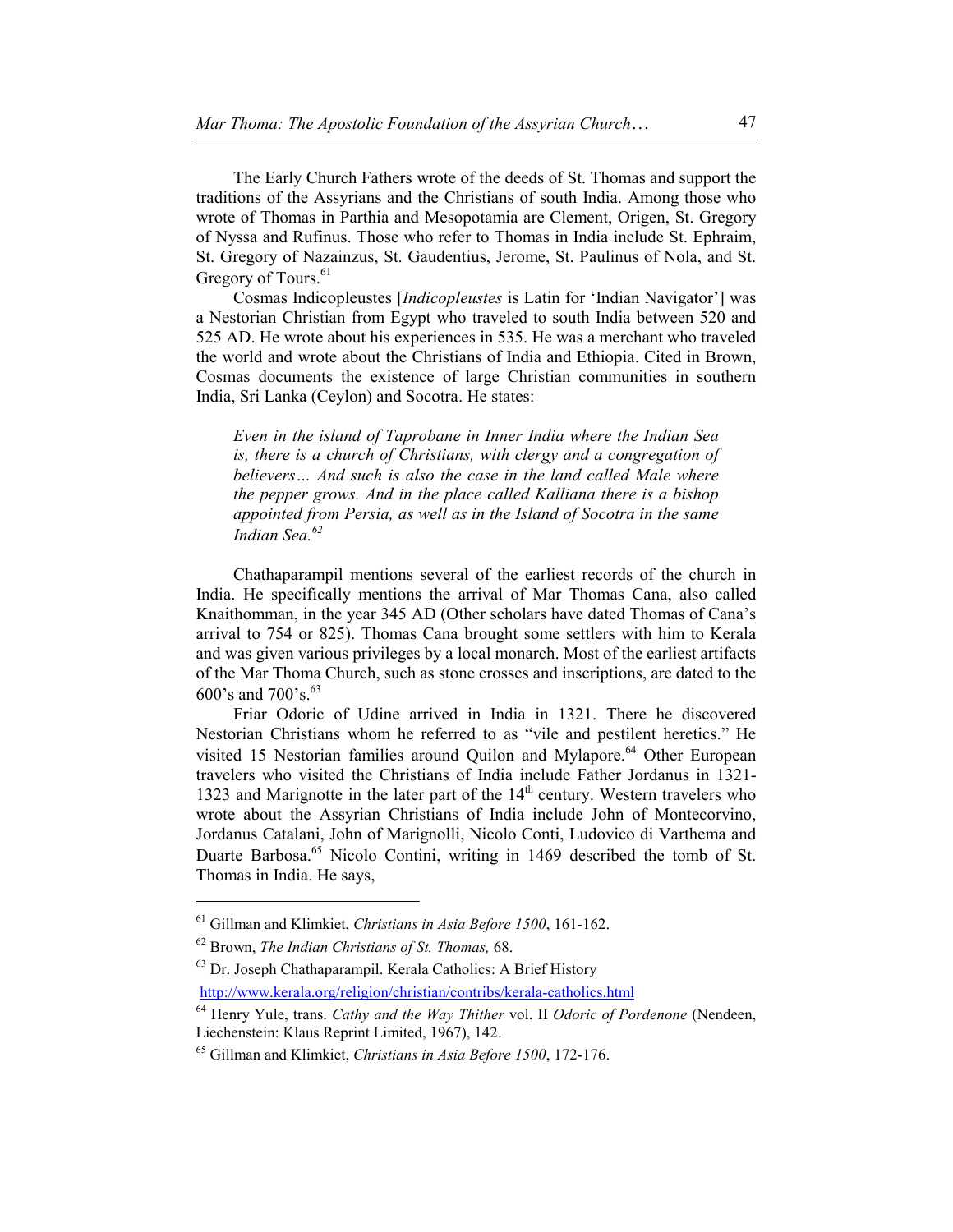The Early Church Fathers wrote of the deeds of St. Thomas and support the traditions of the Assyrians and the Christians of south India. Among those who wrote of Thomas in Parthia and Mesopotamia are Clement, Origen, St. Gregory of Nyssa and Rufinus. Those who refer to Thomas in India include St. Ephraim, St. Gregory of Nazainzus, St. Gaudentius, Jerome, St. Paulinus of Nola, and St. Gregory of Tours.[61]

Cosmas Indicopleustes [*Indicopleustes* is Latin for 'Indian Navigator'] was a Nestorian Christian from Egypt who traveled to south India between 520 and 525 AD. He wrote about his experiences in 535. He was a merchant who traveled the world and wrote about the Christians of India and Ethiopia. Cited in Brown, Cosmas documents the existence of large Christian communities in southern India, Sri Lanka (Ceylon) and Socotra. He states:

> *Even in the island of Taprobane in Inner India where the Indian Sea is, there is a church of Christians, with clergy and a congregation of believers… And such is also the case in the land called Male where the pepper grows. And in the place called Kalliana there is a bishop appointed from Persia, as well as in the Island of Socotra in the same Indian Sea.*[62]

Chathaparampil mentions several of the earliest records of the church in India. He specifically mentions the arrival of Mar Thomas Cana, also called Knaithomman, in the year 345 AD (Other scholars have dated Thomas of Cana's arrival to 754 or 825). Thomas Cana brought some settlers with him to Kerala and was given various privileges by a local monarch. Most of the earliest artifacts of the Mar Thoma Church, such as stone crosses and inscriptions, are dated to the 600's and 700's.[63]

Friar Odoric of Udine arrived in India in 1321. There he discovered Nestorian Christians whom he referred to as "vile and pestilent heretics." He visited 15 Nestorian families around Quilon and Mylapore.[64] Other European travelers who visited the Christians of India include Father Jordanus in 1321-1323 and Marignotte in the later part of the 14th century. Western travelers who wrote about the Assyrian Christians of India include John of Montecorvino, Jordanus Catalani, John of Marignolli, Nicolo Conti, Ludovico di Varthema and Duarte Barbosa.[65] Nicolo Contini, writing in 1469 described the tomb of St. Thomas in India. He says,

---

[61] Gillman and Klimkiet, *Christians in Asia Before 1500*, 161-162.

[62] Brown, *The Indian Christians of St. Thomas,* 68.

[63] Dr. Joseph Chathaparampil. Kerala Catholics: A Brief History http://www.kerala.org/religion/christian/contribs/kerala-catholics.html

[64] Henry Yule, trans. *Cathy and the Way Thither* vol. II *Odoric of Pordenone* (Nendeen, Liechenstein: Klaus Reprint Limited, 1967), 142.

[65] Gillman and Klimkiet, *Christians in Asia Before 1500*, 172-176.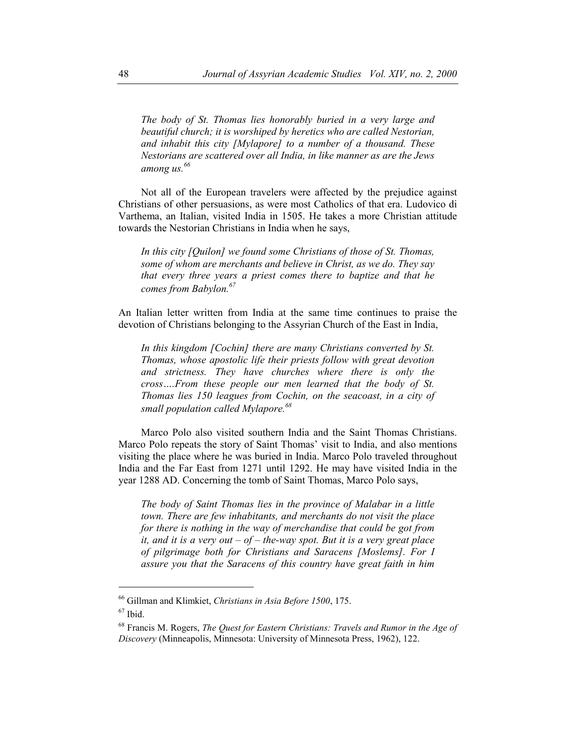*The body of St. Thomas lies honorably buried in a very large and beautiful church; it is worshiped by heretics who are called Nestorian, and inhabit this city [Mylapore] to a number of a thousand. These Nestorians are scattered over all India, in like manner as are the Jews among us.*[66]

Not all of the European travelers were affected by the prejudice against Christians of other persuasions, as were most Catholics of that era. Ludovico di Varthema, an Italian, visited India in 1505. He takes a more Christian attitude towards the Nestorian Christians in India when he says,

*In this city [Quilon] we found some Christians of those of St. Thomas, some of whom are merchants and believe in Christ, as we do. They say that every three years a priest comes there to baptize and that he comes from Babylon.*[67]

An Italian letter written from India at the same time continues to praise the devotion of Christians belonging to the Assyrian Church of the East in India,

*In this kingdom [Cochin] there are many Christians converted by St. Thomas, whose apostolic life their priests follow with great devotion and strictness. They have churches where there is only the cross….From these people our men learned that the body of St. Thomas lies 150 leagues from Cochin, on the seacoast, in a city of small population called Mylapore.*[68]

Marco Polo also visited southern India and the Saint Thomas Christians. Marco Polo repeats the story of Saint Thomas' visit to India, and also mentions visiting the place where he was buried in India. Marco Polo traveled throughout India and the Far East from 1271 until 1292. He may have visited India in the year 1288 AD. Concerning the tomb of Saint Thomas, Marco Polo says,

*The body of Saint Thomas lies in the province of Malabar in a little town. There are few inhabitants, and merchants do not visit the place for there is nothing in the way of merchandise that could be got from it, and it is a very out – of – the-way spot. But it is a very great place of pilgrimage both for Christians and Saracens [Moslems]. For I assure you that the Saracens of this country have great faith in him*

---

[66] Gillman and Klimkiet, *Christians in Asia Before 1500*, 175.

[67] Ibid.

[68] Francis M. Rogers, *The Quest for Eastern Christians: Travels and Rumor in the Age of Discovery* (Minneapolis, Minnesota: University of Minnesota Press, 1962), 122.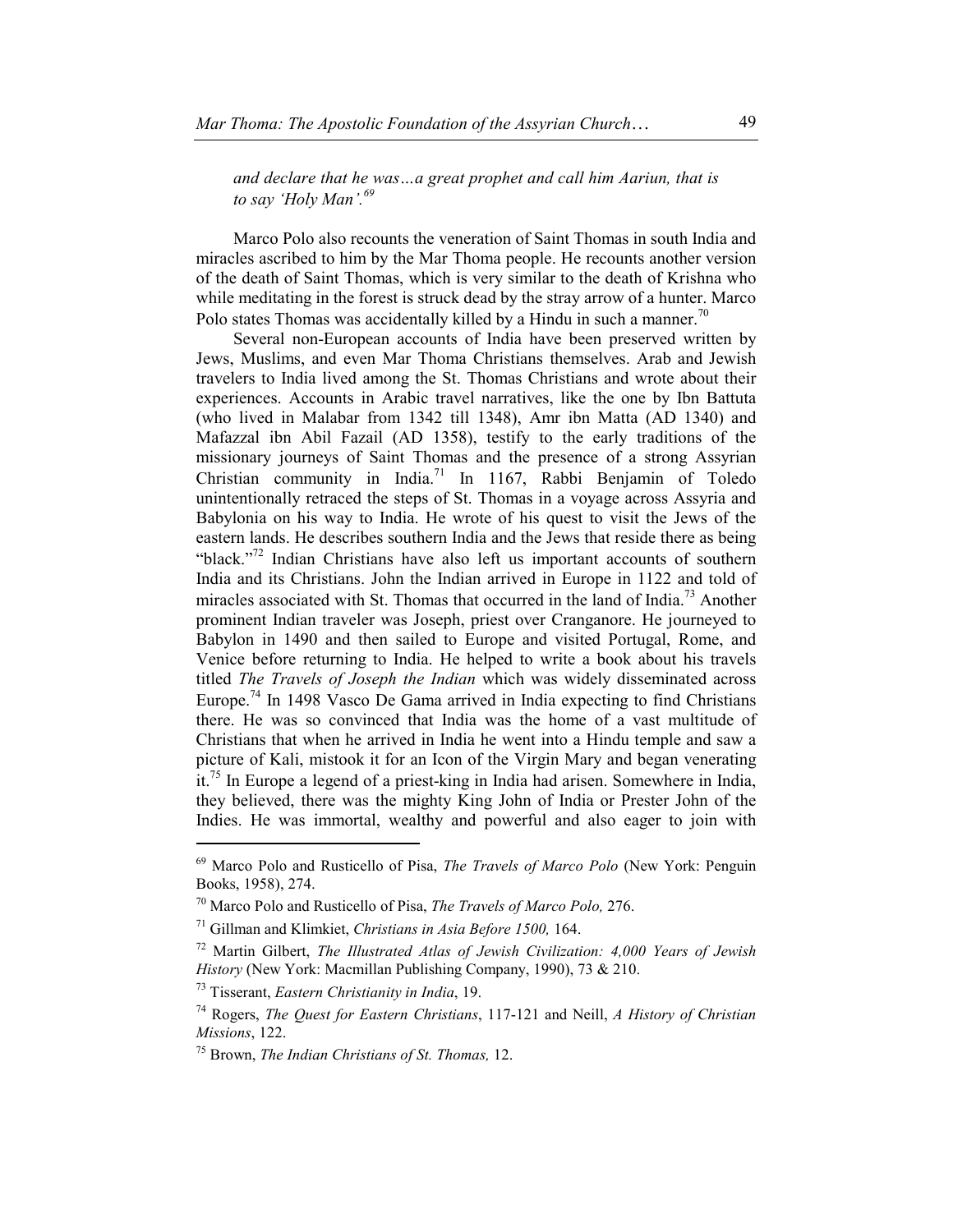*and declare that he was…a great prophet and call him Aariun, that is to say 'Holy Man'.*[69]

Marco Polo also recounts the veneration of Saint Thomas in south India and miracles ascribed to him by the Mar Thoma people. He recounts another version of the death of Saint Thomas, which is very similar to the death of Krishna who while meditating in the forest is struck dead by the stray arrow of a hunter. Marco Polo states Thomas was accidentally killed by a Hindu in such a manner.[70]

Several non-European accounts of India have been preserved written by Jews, Muslims, and even Mar Thoma Christians themselves. Arab and Jewish travelers to India lived among the St. Thomas Christians and wrote about their experiences. Accounts in Arabic travel narratives, like the one by Ibn Battuta (who lived in Malabar from 1342 till 1348), Amr ibn Matta (AD 1340) and Mafazzal ibn Abil Fazail (AD 1358), testify to the early traditions of the missionary journeys of Saint Thomas and the presence of a strong Assyrian Christian community in India.[71] In 1167, Rabbi Benjamin of Toledo unintentionally retraced the steps of St. Thomas in a voyage across Assyria and Babylonia on his way to India. He wrote of his quest to visit the Jews of the eastern lands. He describes southern India and the Jews that reside there as being "black."[72] Indian Christians have also left us important accounts of southern India and its Christians. John the Indian arrived in Europe in 1122 and told of miracles associated with St. Thomas that occurred in the land of India.[73] Another prominent Indian traveler was Joseph, priest over Cranganore. He journeyed to Babylon in 1490 and then sailed to Europe and visited Portugal, Rome, and Venice before returning to India. He helped to write a book about his travels titled *The Travels of Joseph the Indian* which was widely disseminated across Europe.[74] In 1498 Vasco De Gama arrived in India expecting to find Christians there. He was so convinced that India was the home of a vast multitude of Christians that when he arrived in India he went into a Hindu temple and saw a picture of Kali, mistook it for an Icon of the Virgin Mary and began venerating it.[75] In Europe a legend of a priest-king in India had arisen. Somewhere in India, they believed, there was the mighty King John of India or Prester John of the Indies. He was immortal, wealthy and powerful and also eager to join with

---

[69] Marco Polo and Rusticello of Pisa, *The Travels of Marco Polo* (New York: Penguin Books, 1958), 274.

[70] Marco Polo and Rusticello of Pisa, *The Travels of Marco Polo,* 276.

[71] Gillman and Klimkiet, *Christians in Asia Before 1500,* 164.

[72] Martin Gilbert, *The Illustrated Atlas of Jewish Civilization: 4,000 Years of Jewish History* (New York: Macmillan Publishing Company, 1990), 73 & 210.

[73] Tisserant, *Eastern Christianity in India*, 19.

[74] Rogers, *The Quest for Eastern Christians*, 117-121 and Neill, *A History of Christian Missions*, 122.

[75] Brown, *The Indian Christians of St. Thomas,* 12.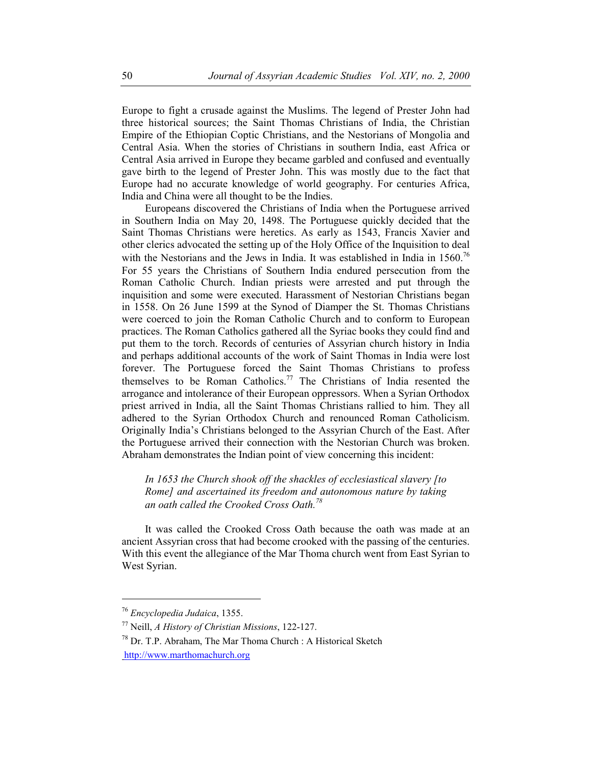Europe to fight a crusade against the Muslims. The legend of Prester John had three historical sources; the Saint Thomas Christians of India, the Christian Empire of the Ethiopian Coptic Christians, and the Nestorians of Mongolia and Central Asia. When the stories of Christians in southern India, east Africa or Central Asia arrived in Europe they became garbled and confused and eventually gave birth to the legend of Prester John. This was mostly due to the fact that Europe had no accurate knowledge of world geography. For centuries Africa, India and China were all thought to be the Indies.

Europeans discovered the Christians of India when the Portuguese arrived in Southern India on May 20, 1498. The Portuguese quickly decided that the Saint Thomas Christians were heretics. As early as 1543, Francis Xavier and other clerics advocated the setting up of the Holy Office of the Inquisition to deal with the Nestorians and the Jews in India. It was established in India in 1560.[76] For 55 years the Christians of Southern India endured persecution from the Roman Catholic Church. Indian priests were arrested and put through the inquisition and some were executed. Harassment of Nestorian Christians began in 1558. On 26 June 1599 at the Synod of Diamper the St. Thomas Christians were coerced to join the Roman Catholic Church and to conform to European practices. The Roman Catholics gathered all the Syriac books they could find and put them to the torch. Records of centuries of Assyrian church history in India and perhaps additional accounts of the work of Saint Thomas in India were lost forever. The Portuguese forced the Saint Thomas Christians to profess themselves to be Roman Catholics.[77] The Christians of India resented the arrogance and intolerance of their European oppressors. When a Syrian Orthodox priest arrived in India, all the Saint Thomas Christians rallied to him. They all adhered to the Syrian Orthodox Church and renounced Roman Catholicism. Originally India's Christians belonged to the Assyrian Church of the East. After the Portuguese arrived their connection with the Nestorian Church was broken. Abraham demonstrates the Indian point of view concerning this incident:

> *In 1653 the Church shook off the shackles of ecclesiastical slavery [to Rome] and ascertained its freedom and autonomous nature by taking an oath called the Crooked Cross Oath.*[78]

It was called the Crooked Cross Oath because the oath was made at an ancient Assyrian cross that had become crooked with the passing of the centuries. With this event the allegiance of the Mar Thoma church went from East Syrian to West Syrian.

---

[76] *Encyclopedia Judaica*, 1355.

[77] Neill, *A History of Christian Missions*, 122-127.

[78] Dr. T.P. Abraham, The Mar Thoma Church : A Historical Sketch http://www.marthomachurch.org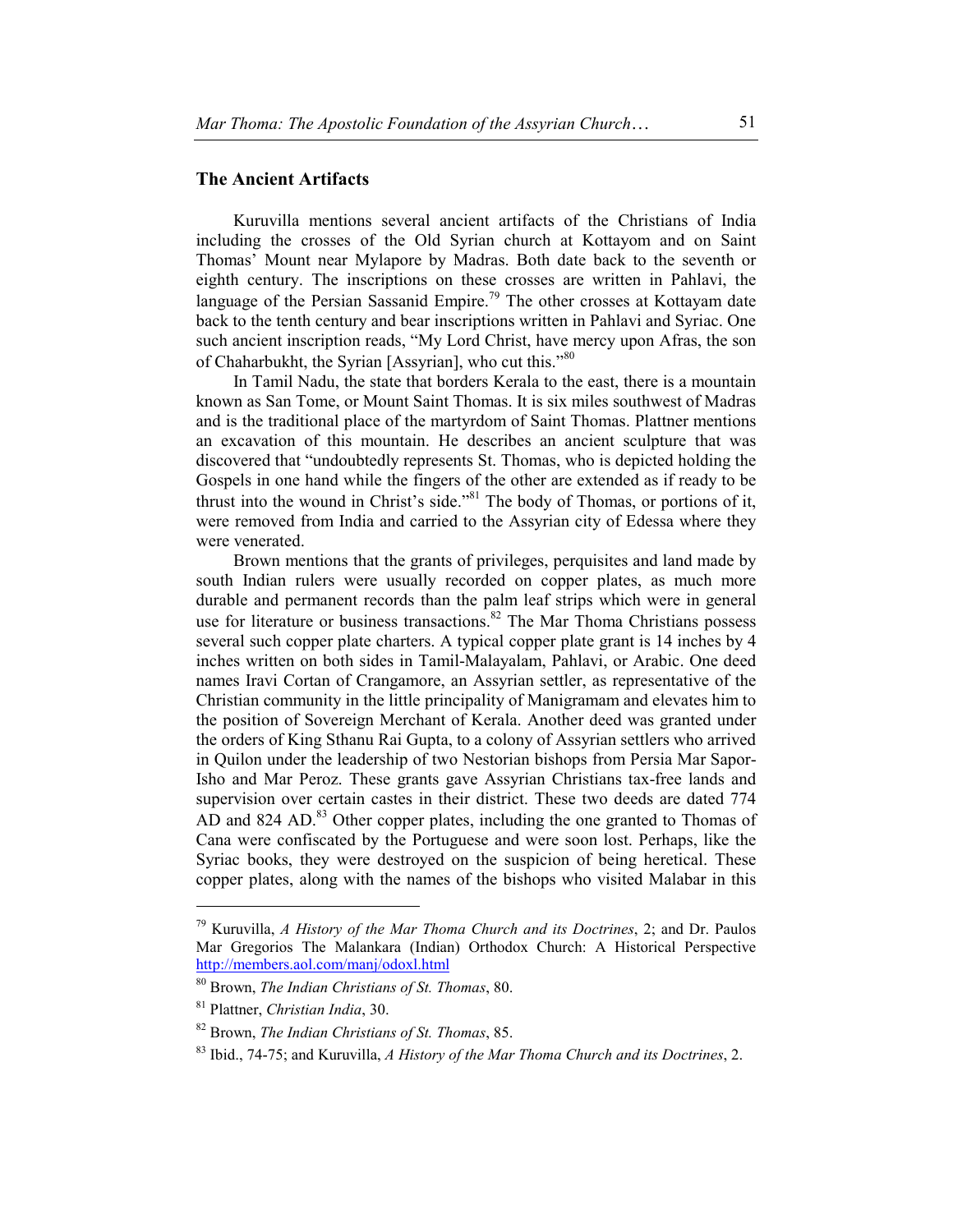## The Ancient Artifacts

Kuruvilla mentions several ancient artifacts of the Christians of India including the crosses of the Old Syrian church at Kottayom and on Saint Thomas' Mount near Mylapore by Madras. Both date back to the seventh or eighth century. The inscriptions on these crosses are written in Pahlavi, the language of the Persian Sassanid Empire.[79] The other crosses at Kottayam date back to the tenth century and bear inscriptions written in Pahlavi and Syriac. One such ancient inscription reads, "My Lord Christ, have mercy upon Afras, the son of Chaharbukht, the Syrian [Assyrian], who cut this."[80]

In Tamil Nadu, the state that borders Kerala to the east, there is a mountain known as San Tome, or Mount Saint Thomas. It is six miles southwest of Madras and is the traditional place of the martyrdom of Saint Thomas. Plattner mentions an excavation of this mountain. He describes an ancient sculpture that was discovered that "undoubtedly represents St. Thomas, who is depicted holding the Gospels in one hand while the fingers of the other are extended as if ready to be thrust into the wound in Christ's side."[81] The body of Thomas, or portions of it, were removed from India and carried to the Assyrian city of Edessa where they were venerated.

Brown mentions that the grants of privileges, perquisites and land made by south Indian rulers were usually recorded on copper plates, as much more durable and permanent records than the palm leaf strips which were in general use for literature or business transactions.[82] The Mar Thoma Christians possess several such copper plate charters. A typical copper plate grant is 14 inches by 4 inches written on both sides in Tamil-Malayalam, Pahlavi, or Arabic. One deed names Iravi Cortan of Crangamore, an Assyrian settler, as representative of the Christian community in the little principality of Manigramam and elevates him to the position of Sovereign Merchant of Kerala. Another deed was granted under the orders of King Sthanu Rai Gupta, to a colony of Assyrian settlers who arrived in Quilon under the leadership of two Nestorian bishops from Persia Mar Sapor-Isho and Mar Peroz. These grants gave Assyrian Christians tax-free lands and supervision over certain castes in their district. These two deeds are dated 774 AD and 824 AD.[83] Other copper plates, including the one granted to Thomas of Cana were confiscated by the Portuguese and were soon lost. Perhaps, like the Syriac books, they were destroyed on the suspicion of being heretical. These copper plates, along with the names of the bishops who visited Malabar in this

---

[79] Kuruvilla, *A History of the Mar Thoma Church and its Doctrines*, 2; and Dr. Paulos Mar Gregorios The Malankara (Indian) Orthodox Church: A Historical Perspective http://members.aol.com/manj/odoxl.html

[80] Brown, *The Indian Christians of St. Thomas*, 80.

[81] Plattner, *Christian India*, 30.

[82] Brown, *The Indian Christians of St. Thomas*, 85.

[83] Ibid., 74-75; and Kuruvilla, *A History of the Mar Thoma Church and its Doctrines*, 2.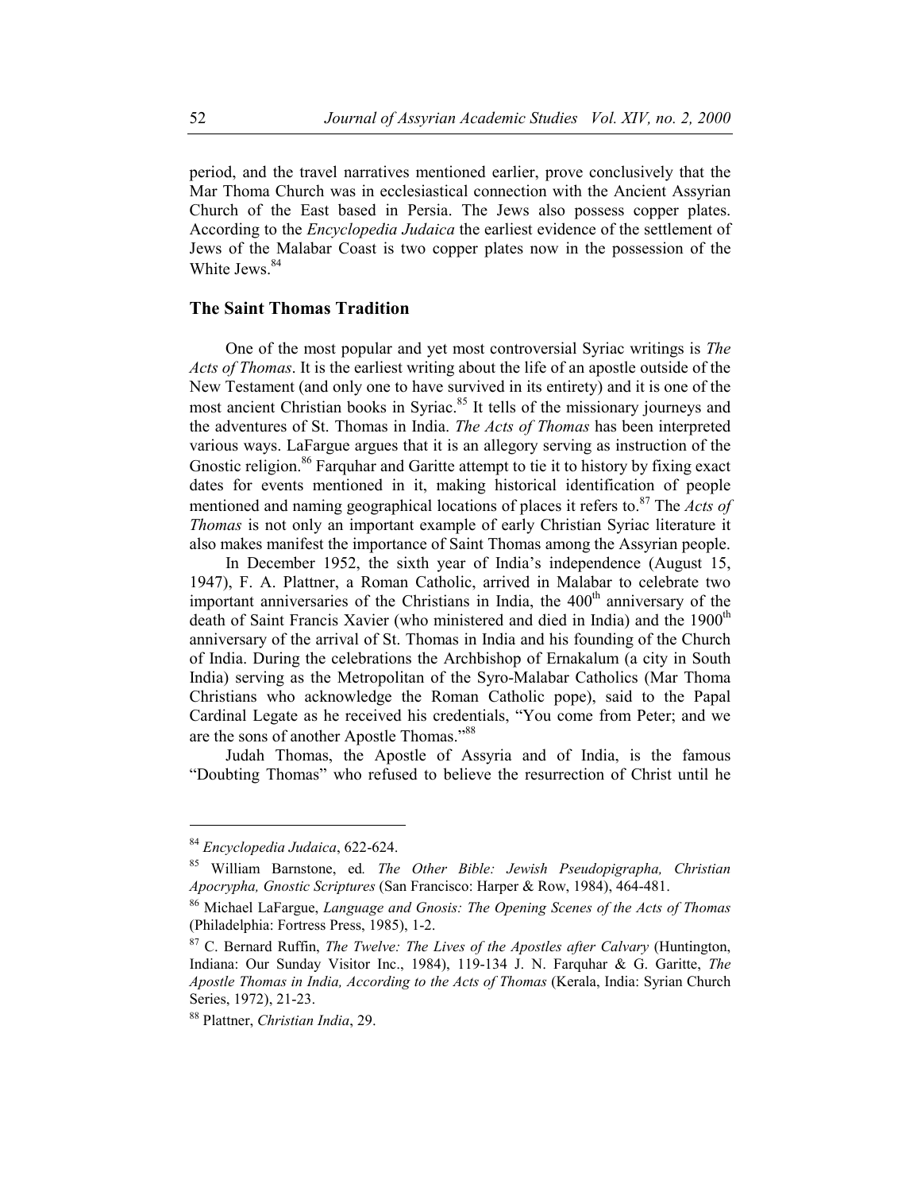period, and the travel narratives mentioned earlier, prove conclusively that the Mar Thoma Church was in ecclesiastical connection with the Ancient Assyrian Church of the East based in Persia. The Jews also possess copper plates. According to the *Encyclopedia Judaica* the earliest evidence of the settlement of Jews of the Malabar Coast is two copper plates now in the possession of the White Jews.[84]

## The Saint Thomas Tradition

One of the most popular and yet most controversial Syriac writings is *The Acts of Thomas*. It is the earliest writing about the life of an apostle outside of the New Testament (and only one to have survived in its entirety) and it is one of the most ancient Christian books in Syriac.[85] It tells of the missionary journeys and the adventures of St. Thomas in India. *The Acts of Thomas* has been interpreted various ways. LaFargue argues that it is an allegory serving as instruction of the Gnostic religion.[86] Farquhar and Garitte attempt to tie it to history by fixing exact dates for events mentioned in it, making historical identification of people mentioned and naming geographical locations of places it refers to.[87] The *Acts of Thomas* is not only an important example of early Christian Syriac literature it also makes manifest the importance of Saint Thomas among the Assyrian people.

In December 1952, the sixth year of India's independence (August 15, 1947), F. A. Plattner, a Roman Catholic, arrived in Malabar to celebrate two important anniversaries of the Christians in India, the 400th anniversary of the death of Saint Francis Xavier (who ministered and died in India) and the 1900th anniversary of the arrival of St. Thomas in India and his founding of the Church of India. During the celebrations the Archbishop of Ernakalum (a city in South India) serving as the Metropolitan of the Syro-Malabar Catholics (Mar Thoma Christians who acknowledge the Roman Catholic pope), said to the Papal Cardinal Legate as he received his credentials, "You come from Peter; and we are the sons of another Apostle Thomas."[88]

Judah Thomas, the Apostle of Assyria and of India, is the famous "Doubting Thomas" who refused to believe the resurrection of Christ until he

---

[84] *Encyclopedia Judaica*, 622-624.

[85] William Barnstone, ed*. The Other Bible: Jewish Pseudopigrapha, Christian Apocrypha, Gnostic Scriptures* (San Francisco: Harper & Row, 1984), 464-481.

[86] Michael LaFargue, *Language and Gnosis: The Opening Scenes of the Acts of Thomas* (Philadelphia: Fortress Press, 1985), 1-2.

[87] C. Bernard Ruffin, *The Twelve: The Lives of the Apostles after Calvary* (Huntington, Indiana: Our Sunday Visitor Inc., 1984), 119-134 J. N. Farquhar & G. Garitte, *The Apostle Thomas in India, According to the Acts of Thomas* (Kerala, India: Syrian Church Series, 1972), 21-23.

[88] Plattner, *Christian India*, 29.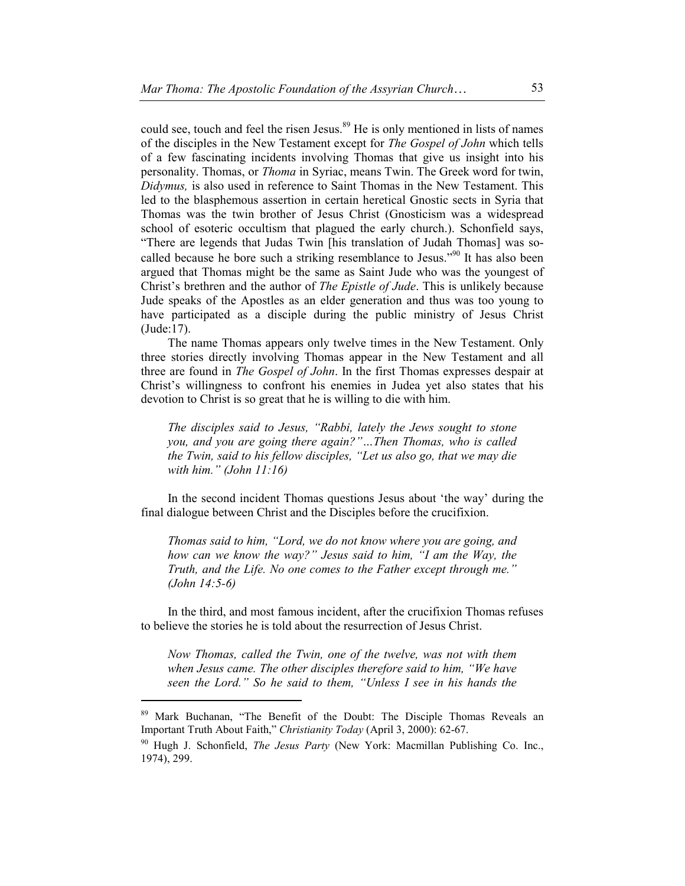could see, touch and feel the risen Jesus.[89] He is only mentioned in lists of names of the disciples in the New Testament except for *The Gospel of John* which tells of a few fascinating incidents involving Thomas that give us insight into his personality. Thomas, or *Thoma* in Syriac, means Twin. The Greek word for twin, *Didymus,* is also used in reference to Saint Thomas in the New Testament. This led to the blasphemous assertion in certain heretical Gnostic sects in Syria that Thomas was the twin brother of Jesus Christ (Gnosticism was a widespread school of esoteric occultism that plagued the early church.). Schonfield says, "There are legends that Judas Twin [his translation of Judah Thomas] was so-called because he bore such a striking resemblance to Jesus."[90] It has also been argued that Thomas might be the same as Saint Jude who was the youngest of Christ's brethren and the author of *The Epistle of Jude*. This is unlikely because Jude speaks of the Apostles as an elder generation and thus was too young to have participated as a disciple during the public ministry of Jesus Christ (Jude:17).

The name Thomas appears only twelve times in the New Testament. Only three stories directly involving Thomas appear in the New Testament and all three are found in *The Gospel of John*. In the first Thomas expresses despair at Christ's willingness to confront his enemies in Judea yet also states that his devotion to Christ is so great that he is willing to die with him.

> *The disciples said to Jesus, "Rabbi, lately the Jews sought to stone you, and you are going there again?"…Then Thomas, who is called the Twin, said to his fellow disciples, "Let us also go, that we may die with him." (John 11:16)*

In the second incident Thomas questions Jesus about 'the way' during the final dialogue between Christ and the Disciples before the crucifixion.

> *Thomas said to him, "Lord, we do not know where you are going, and how can we know the way?" Jesus said to him, "I am the Way, the Truth, and the Life. No one comes to the Father except through me." (John 14:5-6)*

In the third, and most famous incident, after the crucifixion Thomas refuses to believe the stories he is told about the resurrection of Jesus Christ.

> *Now Thomas, called the Twin, one of the twelve, was not with them when Jesus came. The other disciples therefore said to him, "We have seen the Lord." So he said to them, "Unless I see in his hands the*

---

[89] Mark Buchanan, "The Benefit of the Doubt: The Disciple Thomas Reveals an Important Truth About Faith," *Christianity Today* (April 3, 2000): 62-67.

[90] Hugh J. Schonfield, *The Jesus Party* (New York: Macmillan Publishing Co. Inc., 1974), 299.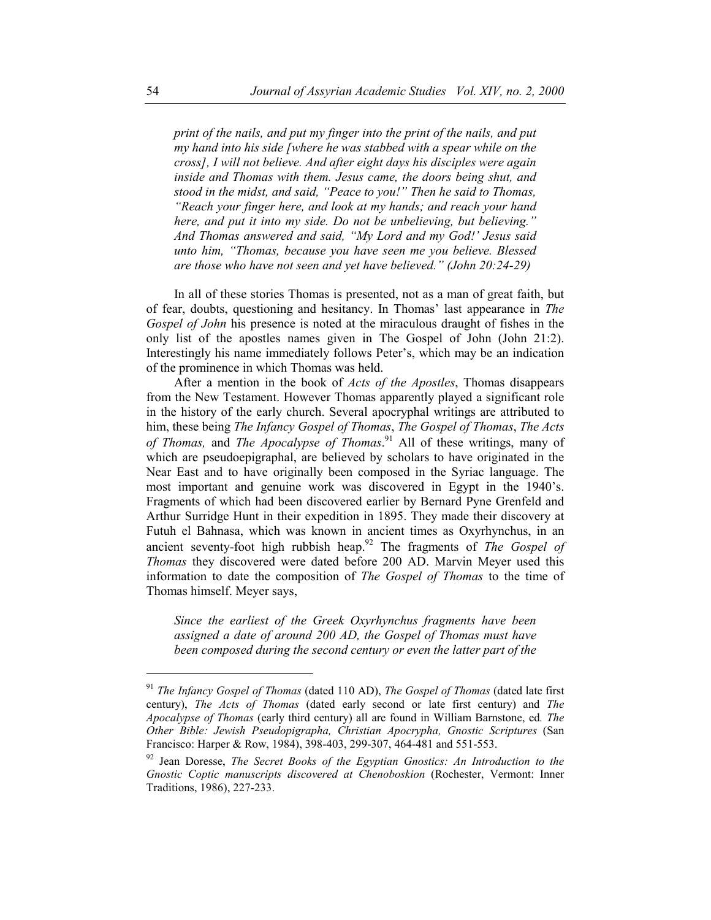*print of the nails, and put my finger into the print of the nails, and put my hand into his side [where he was stabbed with a spear while on the cross], I will not believe. And after eight days his disciples were again inside and Thomas with them. Jesus came, the doors being shut, and stood in the midst, and said, "Peace to you!" Then he said to Thomas, "Reach your finger here, and look at my hands; and reach your hand here, and put it into my side. Do not be unbelieving, but believing." And Thomas answered and said, "My Lord and my God!' Jesus said unto him, "Thomas, because you have seen me you believe. Blessed are those who have not seen and yet have believed." (John 20:24-29)*

In all of these stories Thomas is presented, not as a man of great faith, but of fear, doubts, questioning and hesitancy. In Thomas' last appearance in *The Gospel of John* his presence is noted at the miraculous draught of fishes in the only list of the apostles names given in The Gospel of John (John 21:2). Interestingly his name immediately follows Peter's, which may be an indication of the prominence in which Thomas was held.

After a mention in the book of *Acts of the Apostles*, Thomas disappears from the New Testament. However Thomas apparently played a significant role in the history of the early church. Several apocryphal writings are attributed to him, these being *The Infancy Gospel of Thomas*, *The Gospel of Thomas*, *The Acts of Thomas,* and *The Apocalypse of Thomas*.[91] All of these writings, many of which are pseudoepigraphal, are believed by scholars to have originated in the Near East and to have originally been composed in the Syriac language. The most important and genuine work was discovered in Egypt in the 1940's. Fragments of which had been discovered earlier by Bernard Pyne Grenfeld and Arthur Surridge Hunt in their expedition in 1895. They made their discovery at Futuh el Bahnasa, which was known in ancient times as Oxyrhynchus, in an ancient seventy-foot high rubbish heap.[92] The fragments of *The Gospel of Thomas* they discovered were dated before 200 AD. Marvin Meyer used this information to date the composition of *The Gospel of Thomas* to the time of Thomas himself. Meyer says,

*Since the earliest of the Greek Oxyrhynchus fragments have been assigned a date of around 200 AD, the Gospel of Thomas must have been composed during the second century or even the latter part of the*

---

[91] *The Infancy Gospel of Thomas* (dated 110 AD), *The Gospel of Thomas* (dated late first century), *The Acts of Thomas* (dated early second or late first century) and *The Apocalypse of Thomas* (early third century) all are found in William Barnstone, ed. *The Other Bible: Jewish Pseudopigrapha, Christian Apocrypha, Gnostic Scriptures* (San Francisco: Harper & Row, 1984), 398-403, 299-307, 464-481 and 551-553.

[92] Jean Doresse, *The Secret Books of the Egyptian Gnostics: An Introduction to the Gnostic Coptic manuscripts discovered at Chenoboskion* (Rochester, Vermont: Inner Traditions, 1986), 227-233.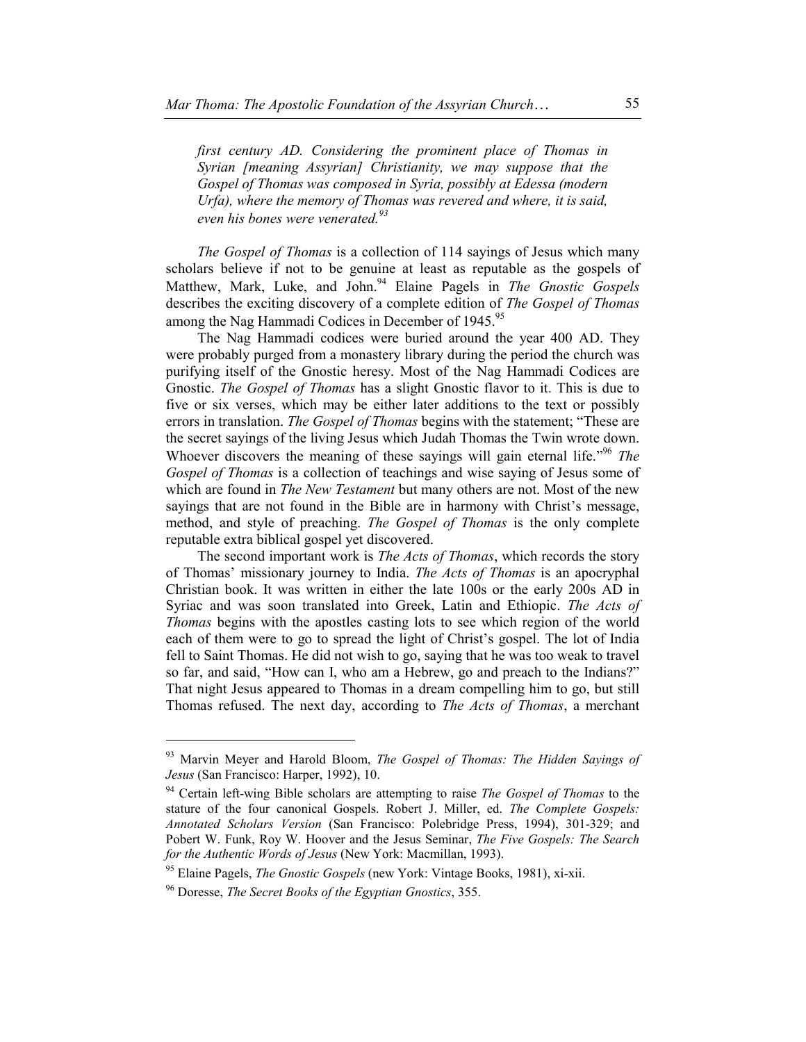*first century AD. Considering the prominent place of Thomas in Syrian [meaning Assyrian] Christianity, we may suppose that the Gospel of Thomas was composed in Syria, possibly at Edessa (modern Urfa), where the memory of Thomas was revered and where, it is said, even his bones were venerated.*[93]

*The Gospel of Thomas* is a collection of 114 sayings of Jesus which many scholars believe if not to be genuine at least as reputable as the gospels of Matthew, Mark, Luke, and John.[94] Elaine Pagels in *The Gnostic Gospels* describes the exciting discovery of a complete edition of *The Gospel of Thomas* among the Nag Hammadi Codices in December of 1945.[95]

The Nag Hammadi codices were buried around the year 400 AD. They were probably purged from a monastery library during the period the church was purifying itself of the Gnostic heresy. Most of the Nag Hammadi Codices are Gnostic. *The Gospel of Thomas* has a slight Gnostic flavor to it. This is due to five or six verses, which may be either later additions to the text or possibly errors in translation. *The Gospel of Thomas* begins with the statement; "These are the secret sayings of the living Jesus which Judah Thomas the Twin wrote down. Whoever discovers the meaning of these sayings will gain eternal life."[96] *The Gospel of Thomas* is a collection of teachings and wise saying of Jesus some of which are found in *The New Testament* but many others are not. Most of the new sayings that are not found in the Bible are in harmony with Christ's message, method, and style of preaching. *The Gospel of Thomas* is the only complete reputable extra biblical gospel yet discovered.

The second important work is *The Acts of Thomas*, which records the story of Thomas' missionary journey to India. *The Acts of Thomas* is an apocryphal Christian book. It was written in either the late 100s or the early 200s AD in Syriac and was soon translated into Greek, Latin and Ethiopic. *The Acts of Thomas* begins with the apostles casting lots to see which region of the world each of them were to go to spread the light of Christ's gospel. The lot of India fell to Saint Thomas. He did not wish to go, saying that he was too weak to travel so far, and said, "How can I, who am a Hebrew, go and preach to the Indians?" That night Jesus appeared to Thomas in a dream compelling him to go, but still Thomas refused. The next day, according to *The Acts of Thomas*, a merchant

---

[93] Marvin Meyer and Harold Bloom, *The Gospel of Thomas: The Hidden Sayings of Jesus* (San Francisco: Harper, 1992), 10.

[94] Certain left-wing Bible scholars are attempting to raise *The Gospel of Thomas* to the stature of the four canonical Gospels. Robert J. Miller, ed. *The Complete Gospels: Annotated Scholars Version* (San Francisco: Polebridge Press, 1994), 301-329; and Pobert W. Funk, Roy W. Hoover and the Jesus Seminar, *The Five Gospels: The Search for the Authentic Words of Jesus* (New York: Macmillan, 1993).

[95] Elaine Pagels, *The Gnostic Gospels* (new York: Vintage Books, 1981), xi-xii.

[96] Doresse, *The Secret Books of the Egyptian Gnostics*, 355.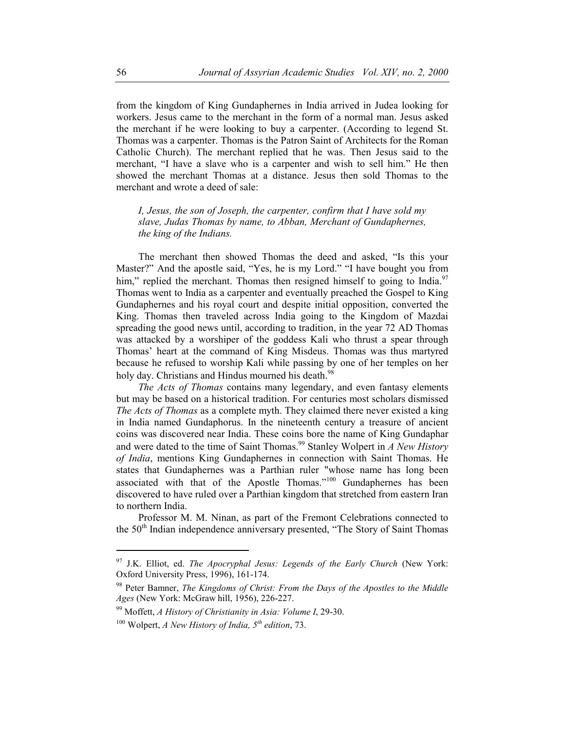from the kingdom of King Gundaphernes in India arrived in Judea looking for workers. Jesus came to the merchant in the form of a normal man. Jesus asked the merchant if he were looking to buy a carpenter. (According to legend St. Thomas was a carpenter. Thomas is the Patron Saint of Architects for the Roman Catholic Church). The merchant replied that he was. Then Jesus said to the merchant, "I have a slave who is a carpenter and wish to sell him." He then showed the merchant Thomas at a distance. Jesus then sold Thomas to the merchant and wrote a deed of sale:

> *I, Jesus, the son of Joseph, the carpenter, confirm that I have sold my slave, Judas Thomas by name, to Abban, Merchant of Gundaphernes, the king of the Indians.*

The merchant then showed Thomas the deed and asked, "Is this your Master?" And the apostle said, "Yes, he is my Lord." "I have bought you from him," replied the merchant. Thomas then resigned himself to going to India.[97] Thomas went to India as a carpenter and eventually preached the Gospel to King Gundaphernes and his royal court and despite initial opposition, converted the King. Thomas then traveled across India going to the Kingdom of Mazdai spreading the good news until, according to tradition, in the year 72 AD Thomas was attacked by a worshiper of the goddess Kali who thrust a spear through Thomas' heart at the command of King Misdeus. Thomas was thus martyred because he refused to worship Kali while passing by one of her temples on her holy day. Christians and Hindus mourned his death.[98]

*The Acts of Thomas* contains many legendary, and even fantasy elements but may be based on a historical tradition. For centuries most scholars dismissed *The Acts of Thomas* as a complete myth. They claimed there never existed a king in India named Gundaphorus. In the nineteenth century a treasure of ancient coins was discovered near India. These coins bore the name of King Gundaphar and were dated to the time of Saint Thomas.[99] Stanley Wolpert in *A New History of India*, mentions King Gundaphernes in connection with Saint Thomas. He states that Gundaphernes was a Parthian ruler "whose name has long been associated with that of the Apostle Thomas."[100] Gundaphernes has been discovered to have ruled over a Parthian kingdom that stretched from eastern Iran to northern India.

Professor M. M. Ninan, as part of the Fremont Celebrations connected to the 50th Indian independence anniversary presented, "The Story of Saint Thomas

---

[97] J.K. Elliot, ed. *The Apocryphal Jesus: Legends of the Early Church* (New York: Oxford University Press, 1996), 161-174.

[98] Peter Bamner, *The Kingdoms of Christ: From the Days of the Apostles to the Middle Ages* (New York: McGraw hill, 1956), 226-227.

[99] Moffett, *A History of Christianity in Asia: Volume I*, 29-30.

[100] Wolpert, *A New History of India, 5th edition*, 73.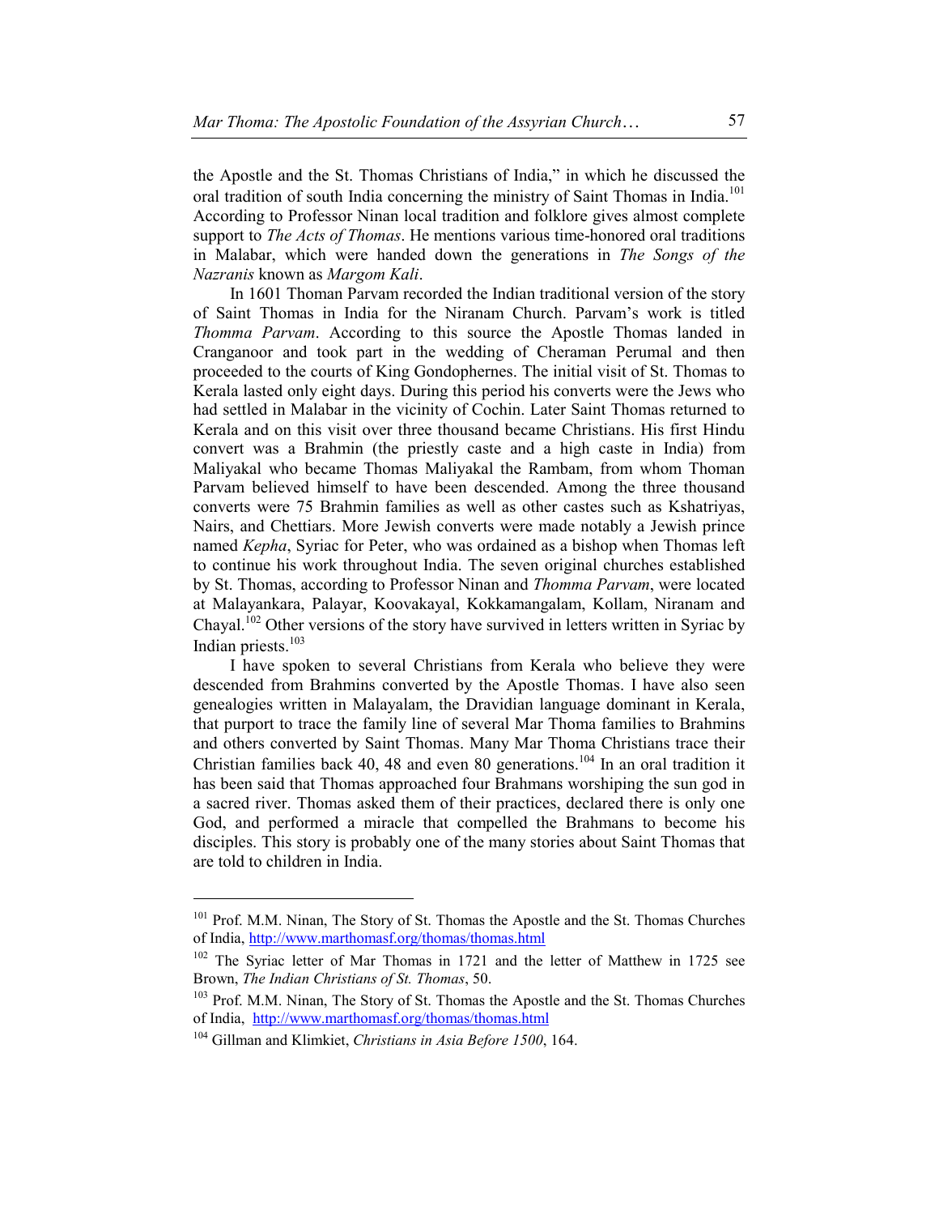the Apostle and the St. Thomas Christians of India," in which he discussed the oral tradition of south India concerning the ministry of Saint Thomas in India.[101] According to Professor Ninan local tradition and folklore gives almost complete support to *The Acts of Thomas*. He mentions various time-honored oral traditions in Malabar, which were handed down the generations in *The Songs of the Nazranis* known as *Margom Kali*.

In 1601 Thoman Parvam recorded the Indian traditional version of the story of Saint Thomas in India for the Niranam Church. Parvam's work is titled *Thomma Parvam*. According to this source the Apostle Thomas landed in Cranganoor and took part in the wedding of Cheraman Perumal and then proceeded to the courts of King Gondophernes. The initial visit of St. Thomas to Kerala lasted only eight days. During this period his converts were the Jews who had settled in Malabar in the vicinity of Cochin. Later Saint Thomas returned to Kerala and on this visit over three thousand became Christians. His first Hindu convert was a Brahmin (the priestly caste and a high caste in India) from Maliyakal who became Thomas Maliyakal the Rambam, from whom Thoman Parvam believed himself to have been descended. Among the three thousand converts were 75 Brahmin families as well as other castes such as Kshatriyas, Nairs, and Chettiars. More Jewish converts were made notably a Jewish prince named *Kepha*, Syriac for Peter, who was ordained as a bishop when Thomas left to continue his work throughout India. The seven original churches established by St. Thomas, according to Professor Ninan and *Thomma Parvam*, were located at Malayankara, Palayar, Koovakayal, Kokkamangalam, Kollam, Niranam and Chayal.[102] Other versions of the story have survived in letters written in Syriac by Indian priests.[103]

I have spoken to several Christians from Kerala who believe they were descended from Brahmins converted by the Apostle Thomas. I have also seen genealogies written in Malayalam, the Dravidian language dominant in Kerala, that purport to trace the family line of several Mar Thoma families to Brahmins and others converted by Saint Thomas. Many Mar Thoma Christians trace their Christian families back 40, 48 and even 80 generations.[104] In an oral tradition it has been said that Thomas approached four Brahmans worshiping the sun god in a sacred river. Thomas asked them of their practices, declared there is only one God, and performed a miracle that compelled the Brahmans to become his disciples. This story is probably one of the many stories about Saint Thomas that are told to children in India.

---

[101] Prof. M.M. Ninan, The Story of St. Thomas the Apostle and the St. Thomas Churches of India, http://www.marthomasf.org/thomas/thomas.html

[102] The Syriac letter of Mar Thomas in 1721 and the letter of Matthew in 1725 see Brown, *The Indian Christians of St. Thomas*, 50.

[103] Prof. M.M. Ninan, The Story of St. Thomas the Apostle and the St. Thomas Churches of India, http://www.marthomasf.org/thomas/thomas.html

[104] Gillman and Klimkiet, *Christians in Asia Before 1500*, 164.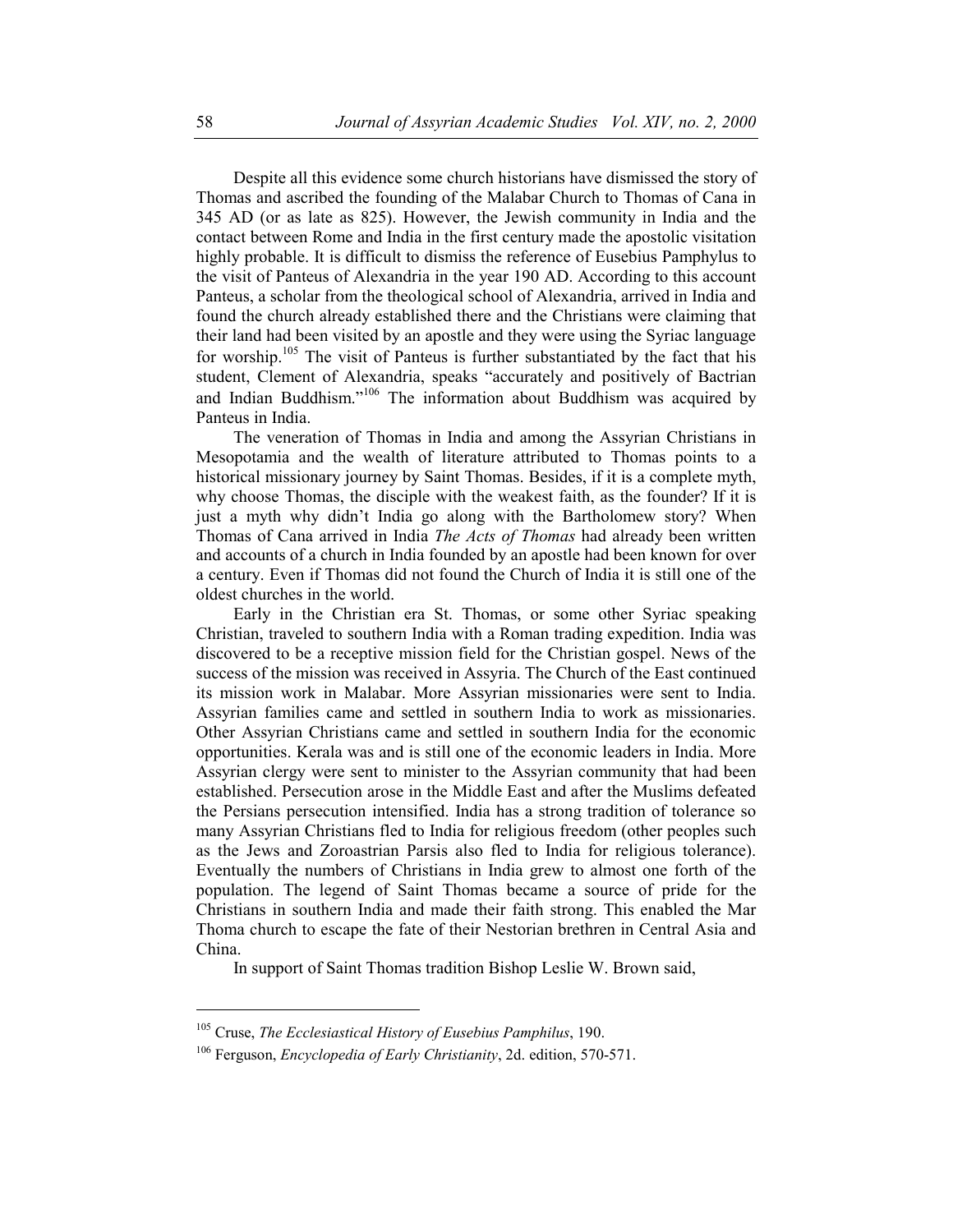Despite all this evidence some church historians have dismissed the story of Thomas and ascribed the founding of the Malabar Church to Thomas of Cana in 345 AD (or as late as 825). However, the Jewish community in India and the contact between Rome and India in the first century made the apostolic visitation highly probable. It is difficult to dismiss the reference of Eusebius Pamphylus to the visit of Panteus of Alexandria in the year 190 AD. According to this account Panteus, a scholar from the theological school of Alexandria, arrived in India and found the church already established there and the Christians were claiming that their land had been visited by an apostle and they were using the Syriac language for worship.[105] The visit of Panteus is further substantiated by the fact that his student, Clement of Alexandria, speaks "accurately and positively of Bactrian and Indian Buddhism."[106] The information about Buddhism was acquired by Panteus in India.

The veneration of Thomas in India and among the Assyrian Christians in Mesopotamia and the wealth of literature attributed to Thomas points to a historical missionary journey by Saint Thomas. Besides, if it is a complete myth, why choose Thomas, the disciple with the weakest faith, as the founder? If it is just a myth why didn't India go along with the Bartholomew story? When Thomas of Cana arrived in India *The Acts of Thomas* had already been written and accounts of a church in India founded by an apostle had been known for over a century. Even if Thomas did not found the Church of India it is still one of the oldest churches in the world.

Early in the Christian era St. Thomas, or some other Syriac speaking Christian, traveled to southern India with a Roman trading expedition. India was discovered to be a receptive mission field for the Christian gospel. News of the success of the mission was received in Assyria. The Church of the East continued its mission work in Malabar. More Assyrian missionaries were sent to India. Assyrian families came and settled in southern India to work as missionaries. Other Assyrian Christians came and settled in southern India for the economic opportunities. Kerala was and is still one of the economic leaders in India. More Assyrian clergy were sent to minister to the Assyrian community that had been established. Persecution arose in the Middle East and after the Muslims defeated the Persians persecution intensified. India has a strong tradition of tolerance so many Assyrian Christians fled to India for religious freedom (other peoples such as the Jews and Zoroastrian Parsis also fled to India for religious tolerance). Eventually the numbers of Christians in India grew to almost one forth of the population. The legend of Saint Thomas became a source of pride for the Christians in southern India and made their faith strong. This enabled the Mar Thoma church to escape the fate of their Nestorian brethren in Central Asia and China.

In support of Saint Thomas tradition Bishop Leslie W. Brown said,

---

[105] Cruse, *The Ecclesiastical History of Eusebius Pamphilus*, 190.

[106] Ferguson, *Encyclopedia of Early Christianity*, 2d. edition, 570-571.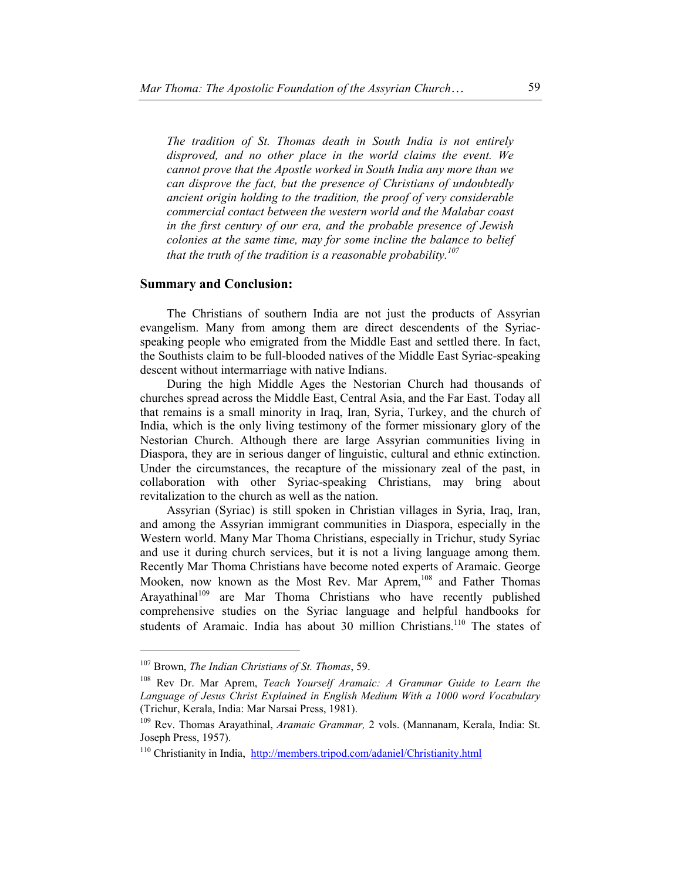*The tradition of St. Thomas death in South India is not entirely disproved, and no other place in the world claims the event. We cannot prove that the Apostle worked in South India any more than we can disprove the fact, but the presence of Christians of undoubtedly ancient origin holding to the tradition, the proof of very considerable commercial contact between the western world and the Malabar coast in the first century of our era, and the probable presence of Jewish colonies at the same time, may for some incline the balance to belief that the truth of the tradition is a reasonable probability.*[107]

## Summary and Conclusion:

The Christians of southern India are not just the products of Assyrian evangelism. Many from among them are direct descendents of the Syriac-speaking people who emigrated from the Middle East and settled there. In fact, the Southists claim to be full-blooded natives of the Middle East Syriac-speaking descent without intermarriage with native Indians.

During the high Middle Ages the Nestorian Church had thousands of churches spread across the Middle East, Central Asia, and the Far East. Today all that remains is a small minority in Iraq, Iran, Syria, Turkey, and the church of India, which is the only living testimony of the former missionary glory of the Nestorian Church. Although there are large Assyrian communities living in Diaspora, they are in serious danger of linguistic, cultural and ethnic extinction. Under the circumstances, the recapture of the missionary zeal of the past, in collaboration with other Syriac-speaking Christians, may bring about revitalization to the church as well as the nation.

Assyrian (Syriac) is still spoken in Christian villages in Syria, Iraq, Iran, and among the Assyrian immigrant communities in Diaspora, especially in the Western world. Many Mar Thoma Christians, especially in Trichur, study Syriac and use it during church services, but it is not a living language among them. Recently Mar Thoma Christians have become noted experts of Aramaic. George Mooken, now known as the Most Rev. Mar Aprem,[108] and Father Thomas Arayathinal[109] are Mar Thoma Christians who have recently published comprehensive studies on the Syriac language and helpful handbooks for students of Aramaic. India has about 30 million Christians.[110] The states of

---

[107] Brown, *The Indian Christians of St. Thomas*, 59.

[108] Rev Dr. Mar Aprem, *Teach Yourself Aramaic: A Grammar Guide to Learn the Language of Jesus Christ Explained in English Medium With a 1000 word Vocabulary* (Trichur, Kerala, India: Mar Narsai Press, 1981).

[109] Rev. Thomas Arayathinal, *Aramaic Grammar,* 2 vols. (Mannanam, Kerala, India: St. Joseph Press, 1957).

[110] Christianity in India, http://members.tripod.com/adaniel/Christianity.html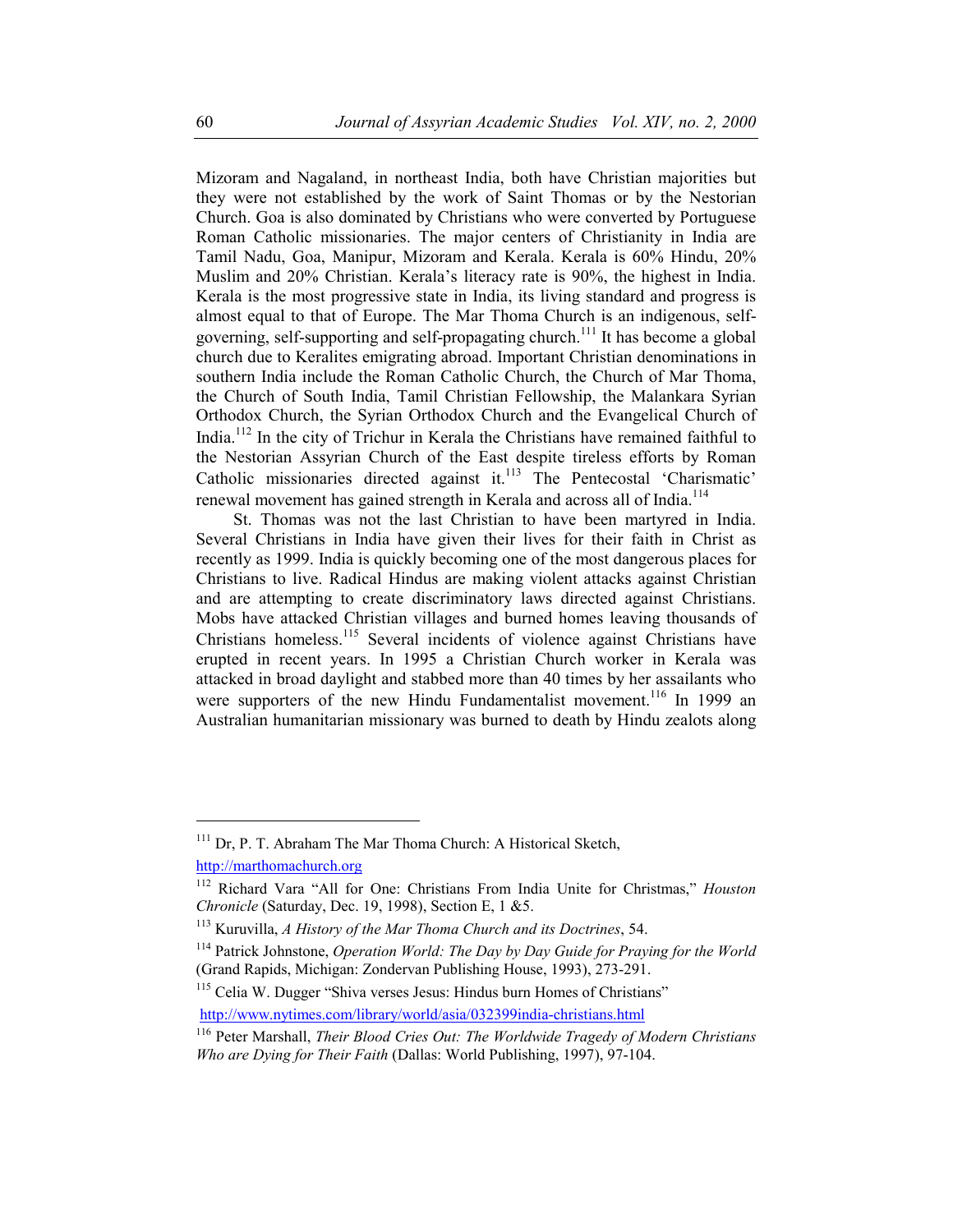Mizoram and Nagaland, in northeast India, both have Christian majorities but they were not established by the work of Saint Thomas or by the Nestorian Church. Goa is also dominated by Christians who were converted by Portuguese Roman Catholic missionaries. The major centers of Christianity in India are Tamil Nadu, Goa, Manipur, Mizoram and Kerala. Kerala is 60% Hindu, 20% Muslim and 20% Christian. Kerala's literacy rate is 90%, the highest in India. Kerala is the most progressive state in India, its living standard and progress is almost equal to that of Europe. The Mar Thoma Church is an indigenous, self-governing, self-supporting and self-propagating church.[111] It has become a global church due to Keralites emigrating abroad. Important Christian denominations in southern India include the Roman Catholic Church, the Church of Mar Thoma, the Church of South India, Tamil Christian Fellowship, the Malankara Syrian Orthodox Church, the Syrian Orthodox Church and the Evangelical Church of India.[112] In the city of Trichur in Kerala the Christians have remained faithful to the Nestorian Assyrian Church of the East despite tireless efforts by Roman Catholic missionaries directed against it.[113] The Pentecostal 'Charismatic' renewal movement has gained strength in Kerala and across all of India.[114]

St. Thomas was not the last Christian to have been martyred in India. Several Christians in India have given their lives for their faith in Christ as recently as 1999. India is quickly becoming one of the most dangerous places for Christians to live. Radical Hindus are making violent attacks against Christian and are attempting to create discriminatory laws directed against Christians. Mobs have attacked Christian villages and burned homes leaving thousands of Christians homeless.[115] Several incidents of violence against Christians have erupted in recent years. In 1995 a Christian Church worker in Kerala was attacked in broad daylight and stabbed more than 40 times by her assailants who were supporters of the new Hindu Fundamentalist movement.[116] In 1999 an Australian humanitarian missionary was burned to death by Hindu zealots along

---

[111] Dr, P. T. Abraham The Mar Thoma Church: A Historical Sketch, http://marthomachurch.org

[112] Richard Vara "All for One: Christians From India Unite for Christmas," *Houston Chronicle* (Saturday, Dec. 19, 1998), Section E, 1 &5.

[113] Kuruvilla, *A History of the Mar Thoma Church and its Doctrines*, 54.

[114] Patrick Johnstone, *Operation World: The Day by Day Guide for Praying for the World* (Grand Rapids, Michigan: Zondervan Publishing House, 1993), 273-291.

[115] Celia W. Dugger "Shiva verses Jesus: Hindus burn Homes of Christians" http://www.nytimes.com/library/world/asia/032399india-christians.html

[116] Peter Marshall, *Their Blood Cries Out: The Worldwide Tragedy of Modern Christians Who are Dying for Their Faith* (Dallas: World Publishing, 1997), 97-104.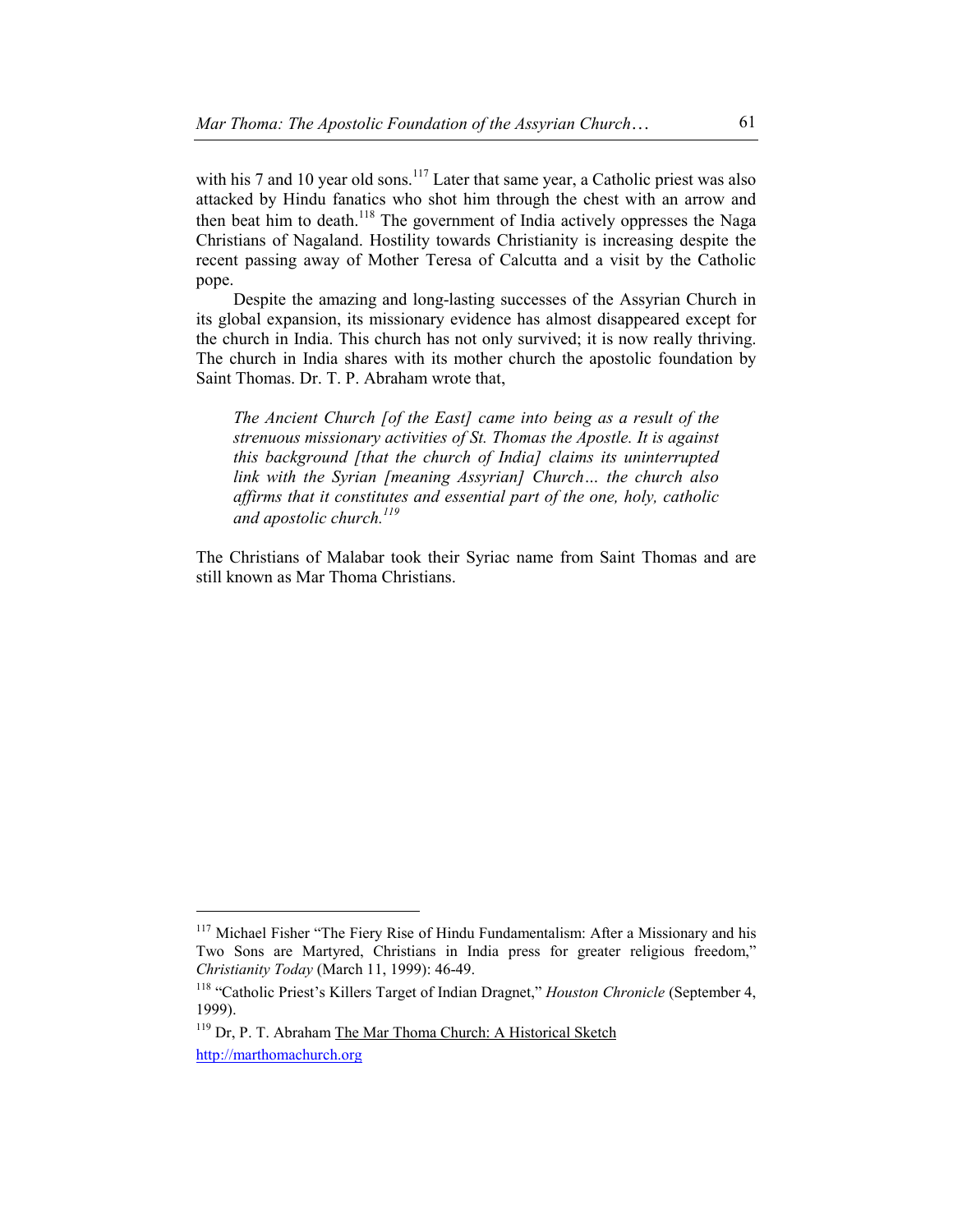with his 7 and 10 year old sons.[117] Later that same year, a Catholic priest was also attacked by Hindu fanatics who shot him through the chest with an arrow and then beat him to death.[118] The government of India actively oppresses the Naga Christians of Nagaland. Hostility towards Christianity is increasing despite the recent passing away of Mother Teresa of Calcutta and a visit by the Catholic pope.

Despite the amazing and long-lasting successes of the Assyrian Church in its global expansion, its missionary evidence has almost disappeared except for the church in India. This church has not only survived; it is now really thriving. The church in India shares with its mother church the apostolic foundation by Saint Thomas. Dr. T. P. Abraham wrote that,

> *The Ancient Church [of the East] came into being as a result of the strenuous missionary activities of St. Thomas the Apostle. It is against this background [that the church of India] claims its uninterrupted link with the Syrian [meaning Assyrian] Church… the church also affirms that it constitutes and essential part of the one, holy, catholic and apostolic church.*[119]

The Christians of Malabar took their Syriac name from Saint Thomas and are still known as Mar Thoma Christians.

---

[117] Michael Fisher "The Fiery Rise of Hindu Fundamentalism: After a Missionary and his Two Sons are Martyred, Christians in India press for greater religious freedom," *Christianity Today* (March 11, 1999): 46-49.

[118] "Catholic Priest's Killers Target of Indian Dragnet," *Houston Chronicle* (September 4, 1999).

[119] Dr, P. T. Abraham The Mar Thoma Church: A Historical Sketch http://marthomachurch.org